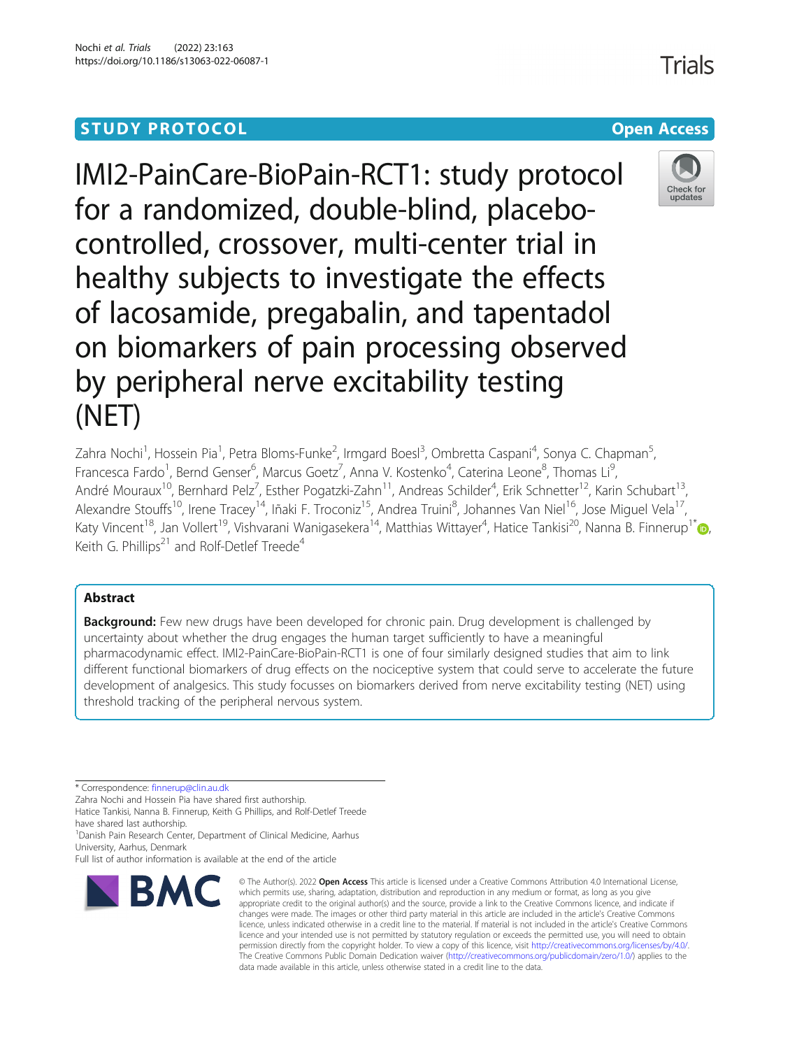STUDY PROTOCOL

Open Access

# IMI2-PainCare-BioPain-RCT1: study protocol for a randomized, double-blind, placebo-controlled, crossover, multi-center trial in healthy subjects to investigate the effects of lacosamide, pregabalin, and tapentadol on biomarkers of pain processing observed by peripheral nerve excitability testing (NET)

Zahra Nochi[1], Hossein Pia[1], Petra Bloms-Funke[2], Irmgard Boesl[3], Ombretta Caspani[4], Sonya C. Chapman[5], Francesca Fardo[1], Bernd Genser[6], Marcus Goetz[7], Anna V. Kostenko[4], Caterina Leone[8], Thomas Li[9], André Mouraux[10], Bernhard Pelz[7], Esther Pogatzki-Zahn[11], Andreas Schilder[4], Erik Schnetter[12], Karin Schubart[13], Alexandre Stouffs[10], Irene Tracey[14], Iñaki F. Troconiz[15], Andrea Truini[8], Johannes Van Niel[16], Jose Miguel Vela[17], Katy Vincent[18], Jan Vollert[19], Vishvarani Wanigasekera[14], Matthias Wittayer[4], Hatice Tankisi[20], Nanna B. Finnerup[1*], Keith G. Phillips[21] and Rolf-Detlef Treede[4]

## Abstract

**Background:** Few new drugs have been developed for chronic pain. Drug development is challenged by uncertainty about whether the drug engages the human target sufficiently to have a meaningful pharmacodynamic effect. IMI2-PainCare-BioPain-RCT1 is one of four similarly designed studies that aim to link different functional biomarkers of drug effects on the nociceptive system that could serve to accelerate the future development of analgesics. This study focusses on biomarkers derived from nerve excitability testing (NET) using threshold tracking of the peripheral nervous system.

---

* Correspondence: finnerup@clin.au.dk

Zahra Nochi and Hossein Pia have shared first authorship.

Hatice Tankisi, Nanna B. Finnerup, Keith G Phillips, and Rolf-Detlef Treede have shared last authorship.

[1]Danish Pain Research Center, Department of Clinical Medicine, Aarhus University, Aarhus, Denmark

Full list of author information is available at the end of the article

© The Author(s). 2022 **Open Access** This article is licensed under a Creative Commons Attribution 4.0 International License, which permits use, sharing, adaptation, distribution and reproduction in any medium or format, as long as you give appropriate credit to the original author(s) and the source, provide a link to the Creative Commons licence, and indicate if changes were made. The images or other third party material in this article are included in the article's Creative Commons licence, unless indicated otherwise in a credit line to the material. If material is not included in the article's Creative Commons licence and your intended use is not permitted by statutory regulation or exceeds the permitted use, you will need to obtain permission directly from the copyright holder. To view a copy of this licence, visit http://creativecommons.org/licenses/by/4.0/. The Creative Commons Public Domain Dedication waiver (http://creativecommons.org/publicdomain/zero/1.0/) applies to the data made available in this article, unless otherwise stated in a credit line to the data.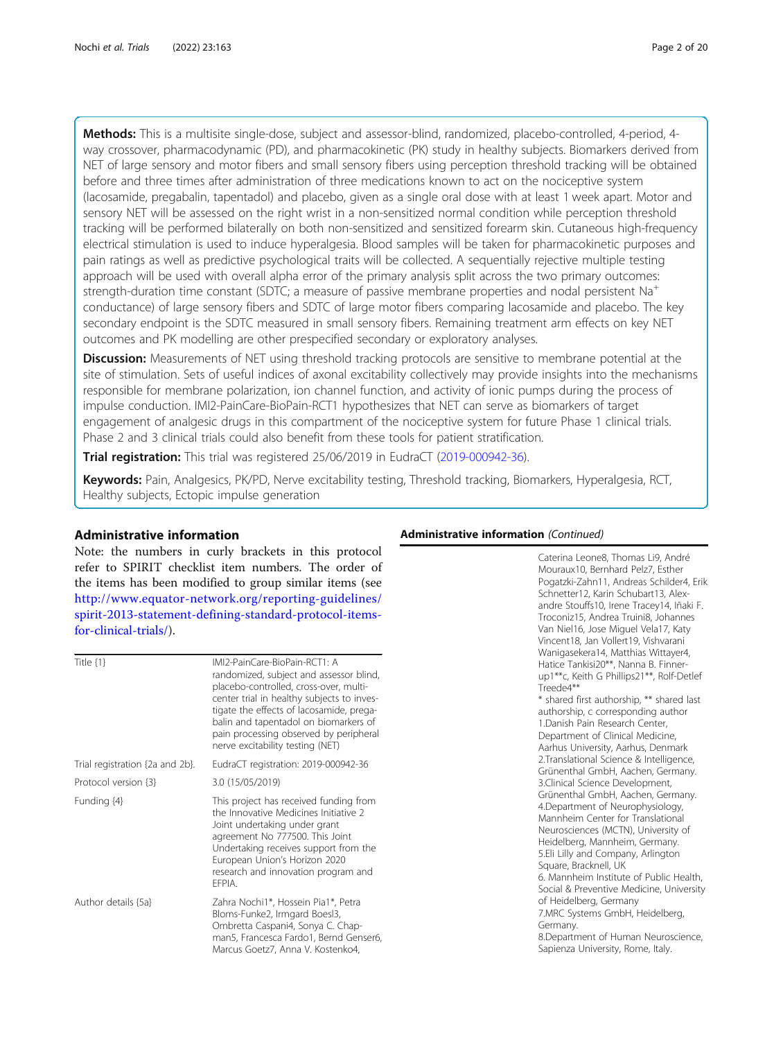**Methods:** This is a multisite single-dose, subject and assessor-blind, randomized, placebo-controlled, 4-period, 4-way crossover, pharmacodynamic (PD), and pharmacokinetic (PK) study in healthy subjects. Biomarkers derived from NET of large sensory and motor fibers and small sensory fibers using perception threshold tracking will be obtained before and three times after administration of three medications known to act on the nociceptive system (lacosamide, pregabalin, tapentadol) and placebo, given as a single oral dose with at least 1 week apart. Motor and sensory NET will be assessed on the right wrist in a non-sensitized normal condition while perception threshold tracking will be performed bilaterally on both non-sensitized and sensitized forearm skin. Cutaneous high-frequency electrical stimulation is used to induce hyperalgesia. Blood samples will be taken for pharmacokinetic purposes and pain ratings as well as predictive psychological traits will be collected. A sequentially rejective multiple testing approach will be used with overall alpha error of the primary analysis split across the two primary outcomes: strength-duration time constant (SDTC; a measure of passive membrane properties and nodal persistent $Na^+$ conductance) of large sensory fibers and SDTC of large motor fibers comparing lacosamide and placebo. The key secondary endpoint is the SDTC measured in small sensory fibers. Remaining treatment arm effects on key NET outcomes and PK modelling are other prespecified secondary or exploratory analyses.

**Discussion:** Measurements of NET using threshold tracking protocols are sensitive to membrane potential at the site of stimulation. Sets of useful indices of axonal excitability collectively may provide insights into the mechanisms responsible for membrane polarization, ion channel function, and activity of ionic pumps during the process of impulse conduction. IMI2-PainCare-BioPain-RCT1 hypothesizes that NET can serve as biomarkers of target engagement of analgesic drugs in this compartment of the nociceptive system for future Phase 1 clinical trials. Phase 2 and 3 clinical trials could also benefit from these tools for patient stratification.

**Trial registration:** This trial was registered 25/06/2019 in EudraCT (2019-000942-36).

**Keywords:** Pain, Analgesics, PK/PD, Nerve excitability testing, Threshold tracking, Biomarkers, Hyperalgesia, RCT, Healthy subjects, Ectopic impulse generation

## Administrative information

Note: the numbers in curly brackets in this protocol refer to SPIRIT checklist item numbers. The order of the items has been modified to group similar items (see http://www.equator-network.org/reporting-guidelines/spirit-2013-statement-defining-standard-protocol-items-for-clinical-trials/).

| | |
|---|---|
| Title {1} | IMI2-PainCare-BioPain-RCT1: A randomized, subject and assessor blind, placebo-controlled, cross-over, multi-center trial in healthy subjects to investigate the effects of lacosamide, pregabalin and tapentadol on biomarkers of pain processing observed by peripheral nerve excitability testing (NET) |
| Trial registration {2a and 2b}. | EudraCT registration: 2019-000942-36 |
| Protocol version {3} | 3.0 (15/05/2019) |
| Funding {4} | This project has received funding from the Innovative Medicines Initiative 2 Joint undertaking under grant agreement No 777500. This Joint Undertaking receives support from the European Union's Horizon 2020 research and innovation program and EFPIA. |
| Author details {5a} | Zahra Nochi1*, Hossein Pia1*, Petra Bloms-Funke2, Irmgard Boesl3, Ombretta Caspani4, Sonya C. Chapman5, Francesca Fardo1, Bernd Genser6, Marcus Goetz7, Anna V. Kostenko4, Caterina Leone8, Thomas Li9, André Mouraux10, Bernhard Pelz7, Esther Pogatzki-Zahn11, Andreas Schilder4, Erik Schnetter12, Karin Schubart13, Alexandre Stouffs10, Irene Tracey14, Iñaki F. Troconiz15, Andrea Truini8, Johannes Van Niel16, Jose Miguel Vela17, Katy Vincent18, Jan Vollert19, Vishvarani Wanigasekera14, Matthias Wittayer4, Hatice Tankisi20**, Nanna B. Finnerup1**c, Keith G Phillips21**, Rolf-Detlef Treede4**<br>* shared first authorship, ** shared last authorship, c corresponding author<br>1.Danish Pain Research Center, Department of Clinical Medicine, Aarhus University, Aarhus, Denmark<br>2.Translational Science & Intelligence, Grünenthal GmbH, Aachen, Germany.<br>3.Clinical Science Development, Grünenthal GmbH, Aachen, Germany.<br>4.Department of Neurophysiology, Mannheim Center for Translational Neurosciences (MCTN), University of Heidelberg, Mannheim, Germany.<br>5.Eli Lilly and Company, Arlington Square, Bracknell, UK<br>6. Mannheim Institute of Public Health, Social & Preventive Medicine, University of Heidelberg, Germany<br>7.MRC Systems GmbH, Heidelberg, Germany.<br>8.Department of Human Neuroscience, Sapienza University, Rome, Italy. |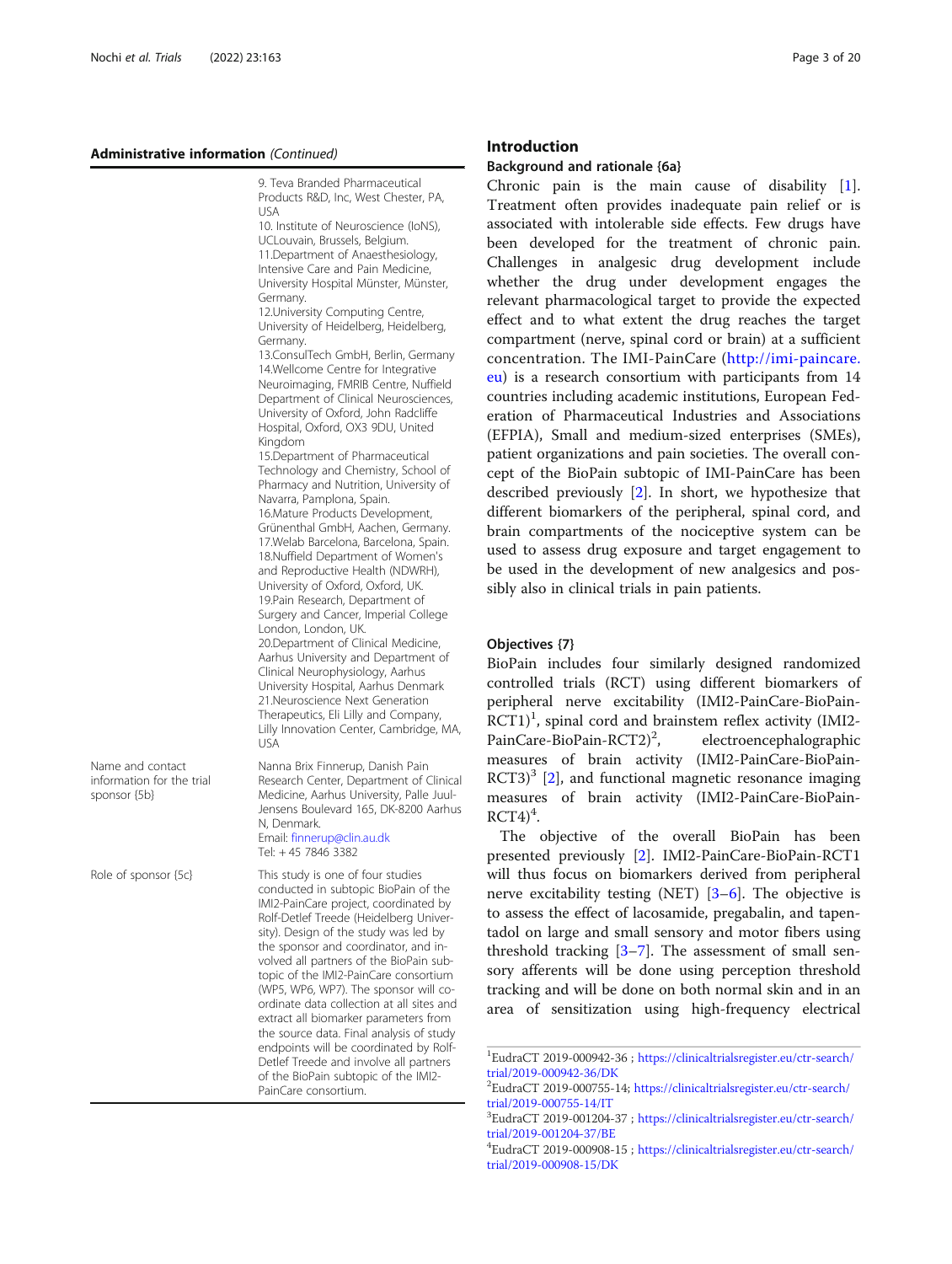**Administrative information** *(Continued)*

| | |
|---|---|
| | 9. Teva Branded Pharmaceutical Products R&D, Inc, West Chester, PA, USA<br>10. Institute of Neuroscience (IoNS), UCLouvain, Brussels, Belgium.<br>11.Department of Anaesthesiology, Intensive Care and Pain Medicine, University Hospital Münster, Münster, Germany.<br>12.University Computing Centre, University of Heidelberg, Heidelberg, Germany.<br>13.ConsulTech GmbH, Berlin, Germany<br>14.Wellcome Centre for Integrative Neuroimaging, FMRIB Centre, Nuffield Department of Clinical Neurosciences, University of Oxford, John Radcliffe Hospital, Oxford, OX3 9DU, United Kingdom<br>15.Department of Pharmaceutical Technology and Chemistry, School of Pharmacy and Nutrition, University of Navarra, Pamplona, Spain.<br>16.Mature Products Development, Grünenthal GmbH, Aachen, Germany.<br>17.Welab Barcelona, Barcelona, Spain.<br>18.Nuffield Department of Women's and Reproductive Health (NDWRH), University of Oxford, Oxford, UK.<br>19.Pain Research, Department of Surgery and Cancer, Imperial College London, London, UK.<br>20.Department of Clinical Medicine, Aarhus University and Department of Clinical Neurophysiology, Aarhus University Hospital, Aarhus Denmark<br>21.Neuroscience Next Generation Therapeutics, Eli Lilly and Company, Lilly Innovation Center, Cambridge, MA, USA |
| Name and contact information for the trial sponsor {5b} | Nanna Brix Finnerup, Danish Pain Research Center, Department of Clinical Medicine, Aarhus University, Palle Juul-Jensens Boulevard 165, DK-8200 Aarhus N, Denmark.<br>Email: finnerup@clin.au.dk<br>Tel: + 45 7846 3382 |
| Role of sponsor {5c} | This study is one of four studies conducted in subtopic BioPain of the IMI2-PainCare project, coordinated by Rolf-Detlef Treede (Heidelberg University). Design of the study was led by the sponsor and coordinator, and involved all partners of the BioPain subtopic of the IMI2-PainCare consortium (WP5, WP6, WP7). The sponsor will coordinate data collection at all sites and extract all biomarker parameters from the source data. Final analysis of study endpoints will be coordinated by Rolf-Detlef Treede and involve all partners of the BioPain subtopic of the IMI2-PainCare consortium. |

## Introduction

### Background and rationale {6a}

Chronic pain is the main cause of disability [1]. Treatment often provides inadequate pain relief or is associated with intolerable side effects. Few drugs have been developed for the treatment of chronic pain. Challenges in analgesic drug development include whether the drug under development engages the relevant pharmacological target to provide the expected effect and to what extent the drug reaches the target compartment (nerve, spinal cord or brain) at a sufficient concentration. The IMI-PainCare (http://imi-paincare.eu) is a research consortium with participants from 14 countries including academic institutions, European Federation of Pharmaceutical Industries and Associations (EFPIA), Small and medium-sized enterprises (SMEs), patient organizations and pain societies. The overall concept of the BioPain subtopic of IMI-PainCare has been described previously [2]. In short, we hypothesize that different biomarkers of the peripheral, spinal cord, and brain compartments of the nociceptive system can be used to assess drug exposure and target engagement to be used in the development of new analgesics and possibly also in clinical trials in pain patients.

### Objectives {7}

BioPain includes four similarly designed randomized controlled trials (RCT) using different biomarkers of peripheral nerve excitability (IMI2-PainCare-BioPain-RCT1)[1], spinal cord and brainstem reflex activity (IMI2-PainCare-BioPain-RCT2)[2], electroencephalographic measures of brain activity (IMI2-PainCare-BioPain-RCT3)[3] [2], and functional magnetic resonance imaging measures of brain activity (IMI2-PainCare-BioPain-RCT4)[4].

The objective of the overall BioPain has been presented previously [2]. IMI2-PainCare-BioPain-RCT1 will thus focus on biomarkers derived from peripheral nerve excitability testing (NET) [3–6]. The objective is to assess the effect of lacosamide, pregabalin, and tapentadol on large and small sensory and motor fibers using threshold tracking [3–7]. The assessment of small sensory afferents will be done using perception threshold tracking and will be done on both normal skin and in an area of sensitization using high-frequency electrical

---

[1]EudraCT 2019-000942-36 ; https://clinicaltrialsregister.eu/ctr-search/trial/2019-000942-36/DK

[2]EudraCT 2019-000755-14; https://clinicaltrialsregister.eu/ctr-search/trial/2019-000755-14/IT

[3]EudraCT 2019-001204-37 ; https://clinicaltrialsregister.eu/ctr-search/trial/2019-001204-37/BE

[4]EudraCT 2019-000908-15 ; https://clinicaltrialsregister.eu/ctr-search/trial/2019-000908-15/DK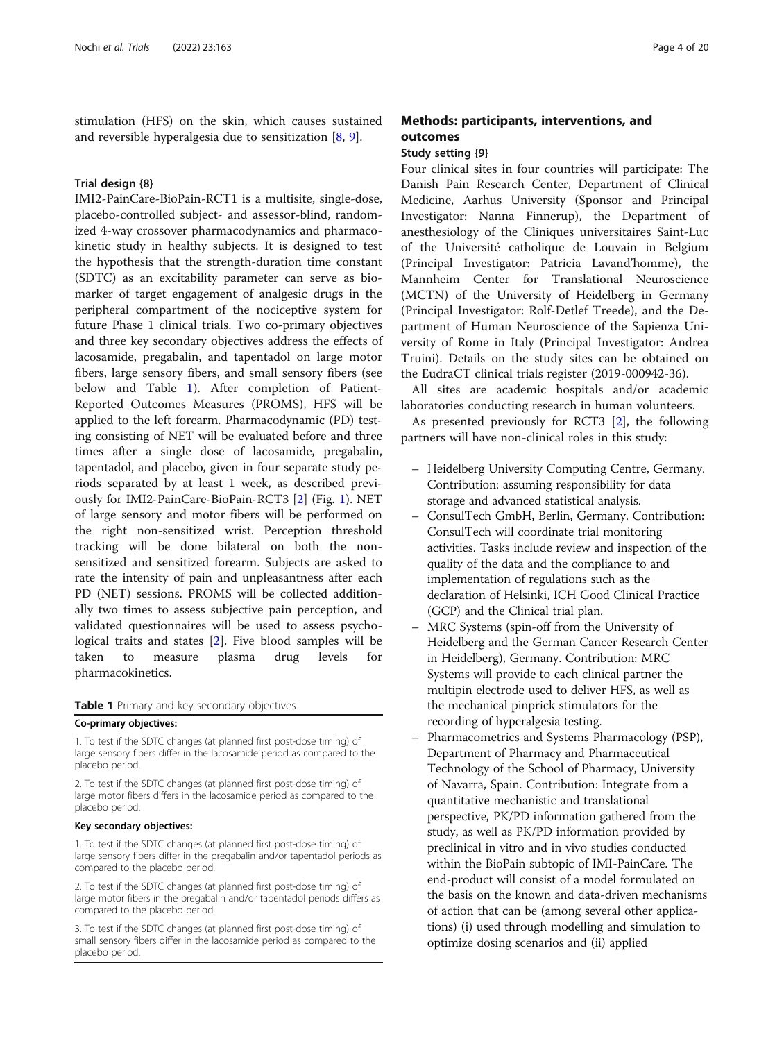stimulation (HFS) on the skin, which causes sustained and reversible hyperalgesia due to sensitization [8, 9].

### Trial design {8}

IMI2-PainCare-BioPain-RCT1 is a multisite, single-dose, placebo-controlled subject- and assessor-blind, randomized 4-way crossover pharmacodynamics and pharmacokinetic study in healthy subjects. It is designed to test the hypothesis that the strength-duration time constant (SDTC) as an excitability parameter can serve as biomarker of target engagement of analgesic drugs in the peripheral compartment of the nociceptive system for future Phase 1 clinical trials. Two co-primary objectives and three key secondary objectives address the effects of lacosamide, pregabalin, and tapentadol on large motor fibers, large sensory fibers, and small sensory fibers (see below and Table 1). After completion of Patient-Reported Outcomes Measures (PROMS), HFS will be applied to the left forearm. Pharmacodynamic (PD) testing consisting of NET will be evaluated before and three times after a single dose of lacosamide, pregabalin, tapentadol, and placebo, given in four separate study periods separated by at least 1 week, as described previously for IMI2-PainCare-BioPain-RCT3 [2] (Fig. 1). NET of large sensory and motor fibers will be performed on the right non-sensitized wrist. Perception threshold tracking will be done bilateral on both the non-sensitized and sensitized forearm. Subjects are asked to rate the intensity of pain and unpleasantness after each PD (NET) sessions. PROMS will be collected additionally two times to assess subjective pain perception, and validated questionnaires will be used to assess psychological traits and states [2]. Five blood samples will be taken to measure plasma drug levels for pharmacokinetics.

**Table 1** Primary and key secondary objectives

| **Co-primary objectives:** |
| --- |
| 1. To test if the SDTC changes (at planned first post-dose timing) of large sensory fibers differ in the lacosamide period as compared to the placebo period. |
| 2. To test if the SDTC changes (at planned first post-dose timing) of large motor fibers differs in the lacosamide period as compared to the placebo period. |
| **Key secondary objectives:** |
| 1. To test if the SDTC changes (at planned first post-dose timing) of large sensory fibers differ in the pregabalin and/or tapentadol periods as compared to the placebo period. |
| 2. To test if the SDTC changes (at planned first post-dose timing) of large motor fibers in the pregabalin and/or tapentadol periods differs as compared to the placebo period. |
| 3. To test if the SDTC changes (at planned first post-dose timing) of small sensory fibers differ in the lacosamide period as compared to the placebo period. |

## Methods: participants, interventions, and outcomes

### Study setting {9}

Four clinical sites in four countries will participate: The Danish Pain Research Center, Department of Clinical Medicine, Aarhus University (Sponsor and Principal Investigator: Nanna Finnerup), the Department of anesthesiology of the Cliniques universitaires Saint-Luc of the Université catholique de Louvain in Belgium (Principal Investigator: Patricia Lavand'homme), the Mannheim Center for Translational Neuroscience (MCTN) of the University of Heidelberg in Germany (Principal Investigator: Rolf-Detlef Treede), and the Department of Human Neuroscience of the Sapienza University of Rome in Italy (Principal Investigator: Andrea Truini). Details on the study sites can be obtained on the EudraCT clinical trials register (2019-000942-36).

All sites are academic hospitals and/or academic laboratories conducting research in human volunteers.

As presented previously for RCT3 [2], the following partners will have non-clinical roles in this study:

- Heidelberg University Computing Centre, Germany. Contribution: assuming responsibility for data storage and advanced statistical analysis.
- ConsulTech GmbH, Berlin, Germany. Contribution: ConsulTech will coordinate trial monitoring activities. Tasks include review and inspection of the quality of the data and the compliance to and implementation of regulations such as the declaration of Helsinki, ICH Good Clinical Practice (GCP) and the Clinical trial plan.
- MRC Systems (spin-off from the University of Heidelberg and the German Cancer Research Center in Heidelberg), Germany. Contribution: MRC Systems will provide to each clinical partner the multipin electrode used to deliver HFS, as well as the mechanical pinprick stimulators for the recording of hyperalgesia testing.
- Pharmacometrics and Systems Pharmacology (PSP), Department of Pharmacy and Pharmaceutical Technology of the School of Pharmacy, University of Navarra, Spain. Contribution: Integrate from a quantitative mechanistic and translational perspective, PK/PD information gathered from the study, as well as PK/PD information provided by preclinical in vitro and in vivo studies conducted within the BioPain subtopic of IMI-PainCare. The end-product will consist of a model formulated on the basis on the known and data-driven mechanisms of action that can be (among several other applications) (i) used through modelling and simulation to optimize dosing scenarios and (ii) applied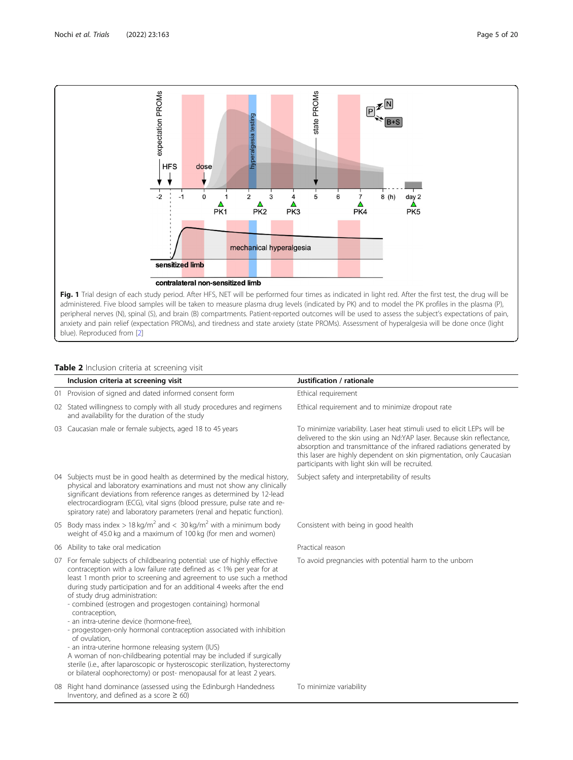**Fig. 1** Trial design of each study period. After HFS, NET will be performed four times as indicated in light red. After the first test, the drug will be administered. Five blood samples will be taken to measure plasma drug levels (indicated by PK) and to model the PK profiles in the plasma (P), peripheral nerves (N), spinal (S), and brain (B) compartments. Patient-reported outcomes will be used to assess the subject's expectations of pain, anxiety and pain relief (expectation PROMs), and tiredness and state anxiety (state PROMs). Assessment of hyperalgesia will be done once (light blue). Reproduced from [2]

**Table 2** Inclusion criteria at screening visit

| | Inclusion criteria at screening visit | Justification / rationale |
|---|---|---|
| 01 | Provision of signed and dated informed consent form | Ethical requirement |
| 02 | Stated willingness to comply with all study procedures and regimens and availability for the duration of the study | Ethical requirement and to minimize dropout rate |
| 03 | Caucasian male or female subjects, aged 18 to 45 years | To minimize variability. Laser heat stimuli used to elicit LEPs will be delivered to the skin using an Nd:YAP laser. Because skin reflectance, absorption and transmittance of the infrared radiations generated by this laser are highly dependent on skin pigmentation, only Caucasian participants with light skin will be recruited. |
| 04 | Subjects must be in good health as determined by the medical history, physical and laboratory examinations and must not show any clinically significant deviations from reference ranges as determined by 12-lead electrocardiogram (ECG), vital signs (blood pressure, pulse rate and respiratory rate) and laboratory parameters (renal and hepatic function). | Subject safety and interpretability of results |
| 05 | Body mass index > 18 kg/m$^2$ and < 30 kg/m$^2$ with a minimum body weight of 45.0 kg and a maximum of 100 kg (for men and women) | Consistent with being in good health |
| 06 | Ability to take oral medication | Practical reason |
| 07 | For female subjects of childbearing potential: use of highly effective contraception with a low failure rate defined as < 1% per year for at least 1 month prior to screening and agreement to use such a method during study participation and for an additional 4 weeks after the end of study drug administration:<br>- combined (estrogen and progestogen containing) hormonal contraception,<br>- an intra-uterine device (hormone-free),<br>- progestogen-only hormonal contraception associated with inhibition of ovulation,<br>- an intra-uterine hormone releasing system (IUS)<br>A woman of non-childbearing potential may be included if surgically sterile (i.e., after laparoscopic or hysteroscopic sterilization, hysterectomy or bilateral oophorectomy) or post- menopausal for at least 2 years. | To avoid pregnancies with potential harm to the unborn |
| 08 | Right hand dominance (assessed using the Edinburgh Handedness Inventory, and defined as a score ≥ 60) | To minimize variability |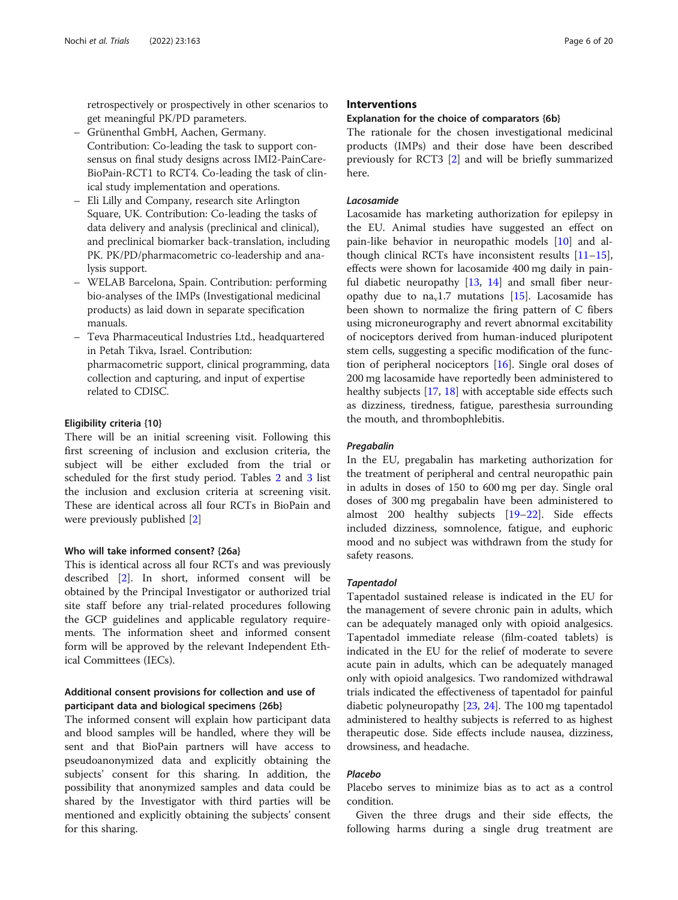retrospectively or prospectively in other scenarios to get meaningful PK/PD parameters.

- Grünenthal GmbH, Aachen, Germany. Contribution: Co-leading the task to support consensus on final study designs across IMI2-PainCare-BioPain-RCT1 to RCT4. Co-leading the task of clinical study implementation and operations.
- Eli Lilly and Company, research site Arlington Square, UK. Contribution: Co-leading the tasks of data delivery and analysis (preclinical and clinical), and preclinical biomarker back-translation, including PK. PK/PD/pharmacometric co-leadership and analysis support.
- WELAB Barcelona, Spain. Contribution: performing bio-analyses of the IMPs (Investigational medicinal products) as laid down in separate specification manuals.
- Teva Pharmaceutical Industries Ltd., headquartered in Petah Tikva, Israel. Contribution: pharmacometric support, clinical programming, data collection and capturing, and input of expertise related to CDISC.

### Eligibility criteria {10}

There will be an initial screening visit. Following this first screening of inclusion and exclusion criteria, the subject will be either excluded from the trial or scheduled for the first study period. Tables 2 and 3 list the inclusion and exclusion criteria at screening visit. These are identical across all four RCTs in BioPain and were previously published [2]

### Who will take informed consent? {26a}

This is identical across all four RCTs and was previously described [2]. In short, informed consent will be obtained by the Principal Investigator or authorized trial site staff before any trial-related procedures following the GCP guidelines and applicable regulatory requirements. The information sheet and informed consent form will be approved by the relevant Independent Ethical Committees (IECs).

### Additional consent provisions for collection and use of participant data and biological specimens {26b}

The informed consent will explain how participant data and blood samples will be handled, where they will be sent and that BioPain partners will have access to pseudoanonymized data and explicitly obtaining the subjects' consent for this sharing. In addition, the possibility that anonymized samples and data could be shared by the Investigator with third parties will be mentioned and explicitly obtaining the subjects' consent for this sharing.

## Interventions

### Explanation for the choice of comparators {6b}

The rationale for the chosen investigational medicinal products (IMPs) and their dose have been described previously for RCT3 [2] and will be briefly summarized here.

#### *Lacosamide*

Lacosamide has marketing authorization for epilepsy in the EU. Animal studies have suggested an effect on pain-like behavior in neuropathic models [10] and although clinical RCTs have inconsistent results [11–15], effects were shown for lacosamide 400 mg daily in painful diabetic neuropathy [13, 14] and small fiber neuropathy due to $na_v1.7$ mutations [15]. Lacosamide has been shown to normalize the firing pattern of C fibers using microneurography and revert abnormal excitability of nociceptors derived from human-induced pluripotent stem cells, suggesting a specific modification of the function of peripheral nociceptors [16]. Single oral doses of 200 mg lacosamide have reportedly been administered to healthy subjects [17, 18] with acceptable side effects such as dizziness, tiredness, fatigue, paresthesia surrounding the mouth, and thrombophlebitis.

#### *Pregabalin*

In the EU, pregabalin has marketing authorization for the treatment of peripheral and central neuropathic pain in adults in doses of 150 to 600 mg per day. Single oral doses of 300 mg pregabalin have been administered to almost 200 healthy subjects [19–22]. Side effects included dizziness, somnolence, fatigue, and euphoric mood and no subject was withdrawn from the study for safety reasons.

#### *Tapentadol*

Tapentadol sustained release is indicated in the EU for the management of severe chronic pain in adults, which can be adequately managed only with opioid analgesics. Tapentadol immediate release (film-coated tablets) is indicated in the EU for the relief of moderate to severe acute pain in adults, which can be adequately managed only with opioid analgesics. Two randomized withdrawal trials indicated the effectiveness of tapentadol for painful diabetic polyneuropathy [23, 24]. The 100 mg tapentadol administered to healthy subjects is referred to as highest therapeutic dose. Side effects include nausea, dizziness, drowsiness, and headache.

#### *Placebo*

Placebo serves to minimize bias as to act as a control condition.

Given the three drugs and their side effects, the following harms during a single drug treatment are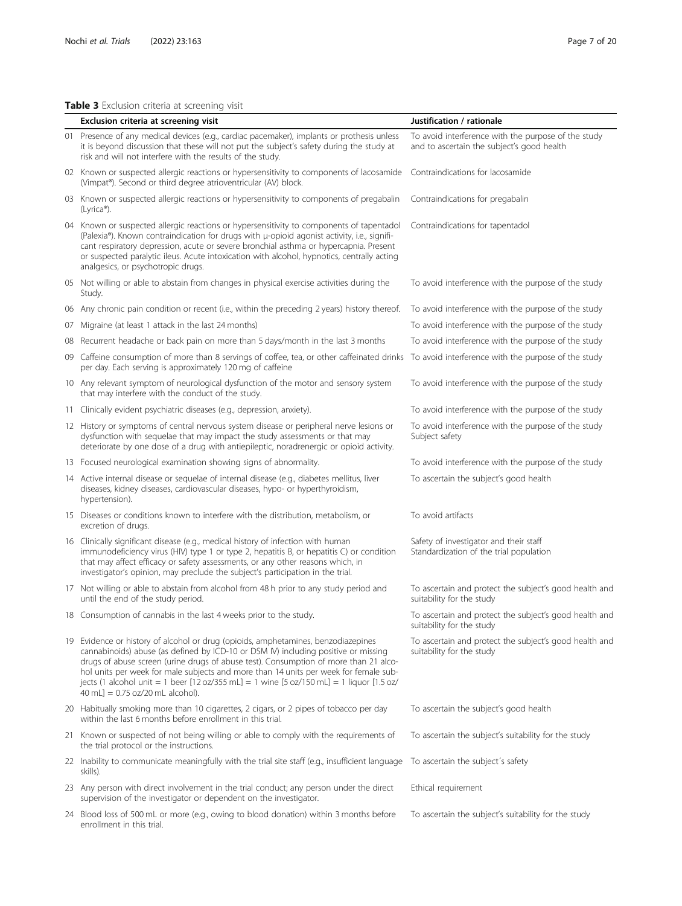**Table 3** Exclusion criteria at screening visit

| | Exclusion criteria at screening visit | Justification / rationale |
|---|---|---|
| 01 | Presence of any medical devices (e.g., cardiac pacemaker), implants or prothesis unless it is beyond discussion that these will not put the subject's safety during the study at risk and will not interfere with the results of the study. | To avoid interference with the purpose of the study and to ascertain the subject's good health |
| 02 | Known or suspected allergic reactions or hypersensitivity to components of lacosamide (Vimpat®). Second or third degree atrioventricular (AV) block. | Contraindications for lacosamide |
| 03 | Known or suspected allergic reactions or hypersensitivity to components of pregabalin (Lyrica®). | Contraindications for pregabalin |
| 04 | Known or suspected allergic reactions or hypersensitivity to components of tapentadol (Palexia®). Known contraindication for drugs with μ-opioid agonist activity, i.e., significant respiratory depression, acute or severe bronchial asthma or hypercapnia. Present or suspected paralytic ileus. Acute intoxication with alcohol, hypnotics, centrally acting analgesics, or psychotropic drugs. | Contraindications for tapentadol |
| 05 | Not willing or able to abstain from changes in physical exercise activities during the Study. | To avoid interference with the purpose of the study |
| 06 | Any chronic pain condition or recent (i.e., within the preceding 2 years) history thereof. | To avoid interference with the purpose of the study |
| 07 | Migraine (at least 1 attack in the last 24 months) | To avoid interference with the purpose of the study |
| 08 | Recurrent headache or back pain on more than 5 days/month in the last 3 months | To avoid interference with the purpose of the study |
| 09 | Caffeine consumption of more than 8 servings of coffee, tea, or other caffeinated drinks per day. Each serving is approximately 120 mg of caffeine | To avoid interference with the purpose of the study |
| 10 | Any relevant symptom of neurological dysfunction of the motor and sensory system that may interfere with the conduct of the study. | To avoid interference with the purpose of the study |
| 11 | Clinically evident psychiatric diseases (e.g., depression, anxiety). | To avoid interference with the purpose of the study |
| 12 | History or symptoms of central nervous system disease or peripheral nerve lesions or dysfunction with sequelae that may impact the study assessments or that may deteriorate by one dose of a drug with antiepileptic, noradrenergic or opioid activity. | To avoid interference with the purpose of the study Subject safety |
| 13 | Focused neurological examination showing signs of abnormality. | To avoid interference with the purpose of the study |
| 14 | Active internal disease or sequelae of internal disease (e.g., diabetes mellitus, liver diseases, kidney diseases, cardiovascular diseases, hypo- or hyperthyroidism, hypertension). | To ascertain the subject's good health |
| 15 | Diseases or conditions known to interfere with the distribution, metabolism, or excretion of drugs. | To avoid artifacts |
| 16 | Clinically significant disease (e.g., medical history of infection with human immunodeficiency virus (HIV) type 1 or type 2, hepatitis B, or hepatitis C) or condition that may affect efficacy or safety assessments, or any other reasons which, in investigator's opinion, may preclude the subject's participation in the trial. | Safety of investigator and their staff Standardization of the trial population |
| 17 | Not willing or able to abstain from alcohol from 48 h prior to any study period and until the end of the study period. | To ascertain and protect the subject's good health and suitability for the study |
| 18 | Consumption of cannabis in the last 4 weeks prior to the study. | To ascertain and protect the subject's good health and suitability for the study |
| 19 | Evidence or history of alcohol or drug (opioids, amphetamines, benzodiazepines cannabinoids) abuse (as defined by ICD-10 or DSM IV) including positive or missing drugs of abuse screen (urine drugs of abuse test). Consumption of more than 21 alcohol units per week for male subjects and more than 14 units per week for female subjects (1 alcohol unit = 1 beer [12 oz/355 mL] = 1 wine [5 oz/150 mL] = 1 liquor [1.5 oz/40 mL] = 0.75 oz/20 mL alcohol). | To ascertain and protect the subject's good health and suitability for the study |
| 20 | Habitually smoking more than 10 cigarettes, 2 cigars, or 2 pipes of tobacco per day within the last 6 months before enrollment in this trial. | To ascertain the subject's good health |
| 21 | Known or suspected of not being willing or able to comply with the requirements of the trial protocol or the instructions. | To ascertain the subject's suitability for the study |
| 22 | Inability to communicate meaningfully with the trial site staff (e.g., insufficient language skills). | To ascertain the subject´s safety |
| 23 | Any person with direct involvement in the trial conduct; any person under the direct supervision of the investigator or dependent on the investigator. | Ethical requirement |
| 24 | Blood loss of 500 mL or more (e.g., owing to blood donation) within 3 months before enrollment in this trial. | To ascertain the subject's suitability for the study |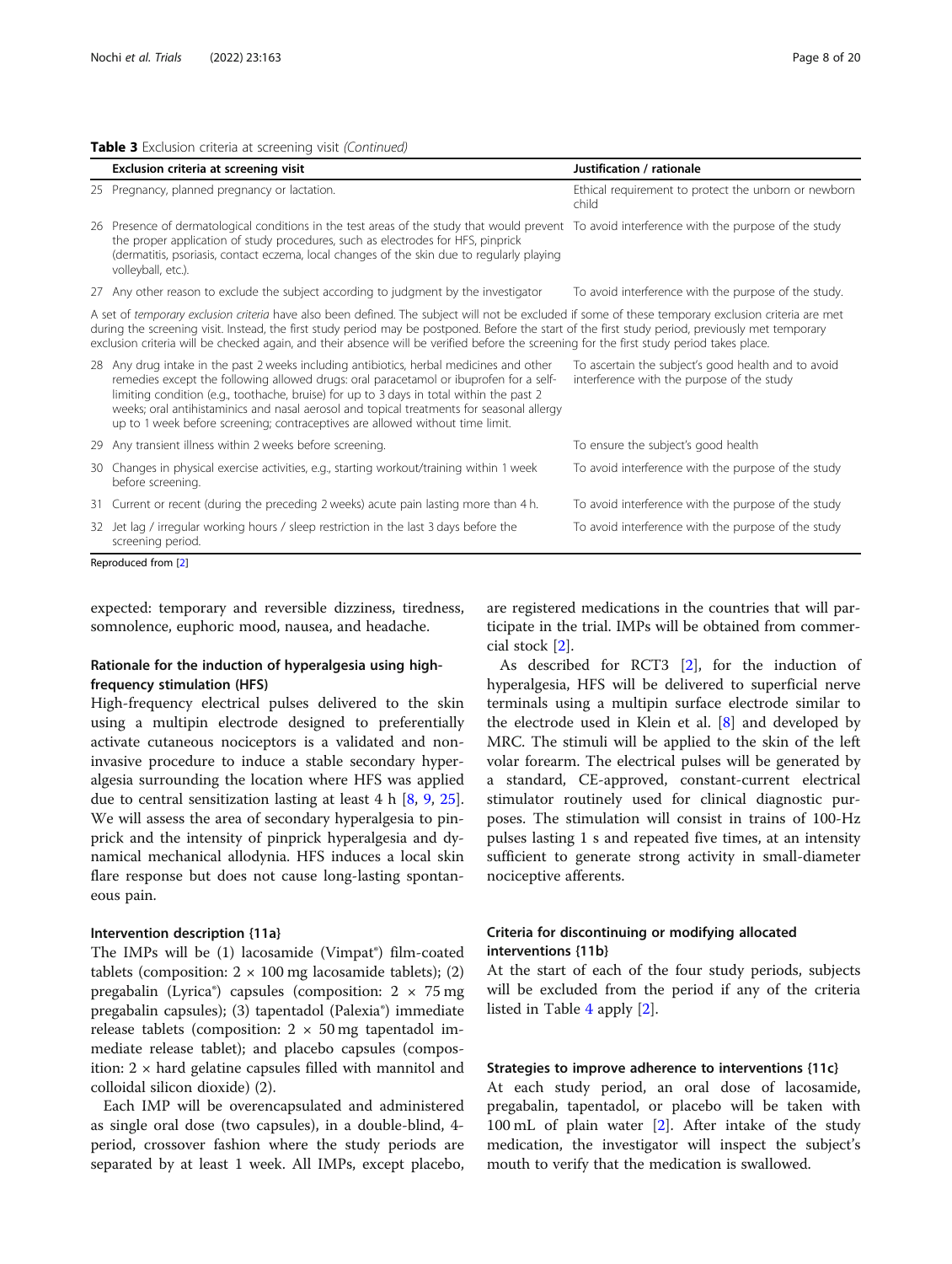**Table 3** Exclusion criteria at screening visit *(Continued)*

| | Exclusion criteria at screening visit | Justification / rationale |
|---|---|---|
| 25 | Pregnancy, planned pregnancy or lactation. | Ethical requirement to protect the unborn or newborn child |
| 26 | Presence of dermatological conditions in the test areas of the study that would prevent the proper application of study procedures, such as electrodes for HFS, pinprick (dermatitis, psoriasis, contact eczema, local changes of the skin due to regularly playing volleyball, etc.). | To avoid interference with the purpose of the study |
| 27 | Any other reason to exclude the subject according to judgment by the investigator | To avoid interference with the purpose of the study. |
| | A set of *temporary exclusion criteria* have also been defined. The subject will not be excluded if some of these temporary exclusion criteria are met during the screening visit. Instead, the first study period may be postponed. Before the start of the first study period, previously met temporary exclusion criteria will be checked again, and their absence will be verified before the screening for the first study period takes place. | |
| 28 | Any drug intake in the past 2 weeks including antibiotics, herbal medicines and other remedies except the following allowed drugs: oral paracetamol or ibuprofen for a self-limiting condition (e.g., toothache, bruise) for up to 3 days in total within the past 2 weeks; oral antihistaminics and nasal aerosol and topical treatments for seasonal allergy up to 1 week before screening; contraceptives are allowed without time limit. | To ascertain the subject's good health and to avoid interference with the purpose of the study |
| 29 | Any transient illness within 2 weeks before screening. | To ensure the subject's good health |
| 30 | Changes in physical exercise activities, e.g., starting workout/training within 1 week before screening. | To avoid interference with the purpose of the study |
| 31 | Current or recent (during the preceding 2 weeks) acute pain lasting more than 4 h. | To avoid interference with the purpose of the study |
| 32 | Jet lag / irregular working hours / sleep restriction in the last 3 days before the screening period. | To avoid interference with the purpose of the study |

Reproduced from [2]

expected: temporary and reversible dizziness, tiredness, somnolence, euphoric mood, nausea, and headache.

### Rationale for the induction of hyperalgesia using high-frequency stimulation (HFS)

High-frequency electrical pulses delivered to the skin using a multipin electrode designed to preferentially activate cutaneous nociceptors is a validated and non-invasive procedure to induce a stable secondary hyperalgesia surrounding the location where HFS was applied due to central sensitization lasting at least 4 h [8, 9, 25]. We will assess the area of secondary hyperalgesia to pinprick and the intensity of pinprick hyperalgesia and dynamical mechanical allodynia. HFS induces a local skin flare response but does not cause long-lasting spontaneous pain.

### Intervention description {11a}

The IMPs will be (1) lacosamide (Vimpat®) film-coated tablets (composition: 2 × 100 mg lacosamide tablets); (2) pregabalin (Lyrica®) capsules (composition: 2 × 75 mg pregabalin capsules); (3) tapentadol (Palexia®) immediate release tablets (composition: 2 × 50 mg tapentadol immediate release tablet); and placebo capsules (composition: 2 × hard gelatine capsules filled with mannitol and colloidal silicon dioxide) (2).

Each IMP will be overencapsulated and administered as single oral dose (two capsules), in a double-blind, 4-period, crossover fashion where the study periods are separated by at least 1 week. All IMPs, except placebo, are registered medications in the countries that will participate in the trial. IMPs will be obtained from commercial stock [2].

As described for RCT3 [2], for the induction of hyperalgesia, HFS will be delivered to superficial nerve terminals using a multipin surface electrode similar to the electrode used in Klein et al. [8] and developed by MRC. The stimuli will be applied to the skin of the left volar forearm. The electrical pulses will be generated by a standard, CE-approved, constant-current electrical stimulator routinely used for clinical diagnostic purposes. The stimulation will consist in trains of 100-Hz pulses lasting 1 s and repeated five times, at an intensity sufficient to generate strong activity in small-diameter nociceptive afferents.

### Criteria for discontinuing or modifying allocated interventions {11b}

At the start of each of the four study periods, subjects will be excluded from the period if any of the criteria listed in Table 4 apply [2].

### Strategies to improve adherence to interventions {11c}

At each study period, an oral dose of lacosamide, pregabalin, tapentadol, or placebo will be taken with 100 mL of plain water [2]. After intake of the study medication, the investigator will inspect the subject's mouth to verify that the medication is swallowed.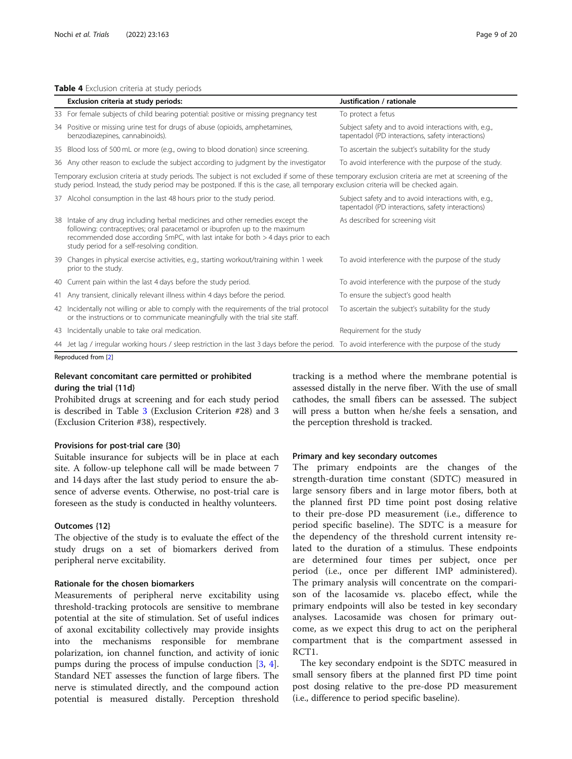**Table 4** Exclusion criteria at study periods

| | Exclusion criteria at study periods: | Justification / rationale |
|---|---|---|
| 33 | For female subjects of child bearing potential: positive or missing pregnancy test | To protect a fetus |
| 34 | Positive or missing urine test for drugs of abuse (opioids, amphetamines, benzodiazepines, cannabinoids). | Subject safety and to avoid interactions with, e.g., tapentadol (PD interactions, safety interactions) |
| 35 | Blood loss of 500 mL or more (e.g., owing to blood donation) since screening. | To ascertain the subject's suitability for the study |
| 36 | Any other reason to exclude the subject according to judgment by the investigator | To avoid interference with the purpose of the study. |
| | Temporary exclusion criteria at study periods. The subject is not excluded if some of these temporary exclusion criteria are met at screening of the study period. Instead, the study period may be postponed. If this is the case, all temporary exclusion criteria will be checked again. | |
| 37 | Alcohol consumption in the last 48 hours prior to the study period. | Subject safety and to avoid interactions with, e.g., tapentadol (PD interactions, safety interactions) |
| 38 | Intake of any drug including herbal medicines and other remedies except the following: contraceptives; oral paracetamol or ibuprofen up to the maximum recommended dose according SmPC, with last intake for both > 4 days prior to each study period for a self-resolving condition. | As described for screening visit |
| 39 | Changes in physical exercise activities, e.g., starting workout/training within 1 week prior to the study. | To avoid interference with the purpose of the study |
| 40 | Current pain within the last 4 days before the study period. | To avoid interference with the purpose of the study |
| 41 | Any transient, clinically relevant illness within 4 days before the period. | To ensure the subject's good health |
| 42 | Incidentally not willing or able to comply with the requirements of the trial protocol or the instructions or to communicate meaningfully with the trial site staff. | To ascertain the subject's suitability for the study |
| 43 | Incidentally unable to take oral medication. | Requirement for the study |
| 44 | Jet lag / irregular working hours / sleep restriction in the last 3 days before the period. | To avoid interference with the purpose of the study |

Reproduced from [2]

### Relevant concomitant care permitted or prohibited during the trial {11d}

Prohibited drugs at screening and for each study period is described in Table 3 (Exclusion Criterion #28) and 3 (Exclusion Criterion #38), respectively.

### Provisions for post-trial care {30}

Suitable insurance for subjects will be in place at each site. A follow-up telephone call will be made between 7 and 14 days after the last study period to ensure the absence of adverse events. Otherwise, no post-trial care is foreseen as the study is conducted in healthy volunteers.

### Outcomes {12}

The objective of the study is to evaluate the effect of the study drugs on a set of biomarkers derived from peripheral nerve excitability.

### Rationale for the chosen biomarkers

Measurements of peripheral nerve excitability using threshold-tracking protocols are sensitive to membrane potential at the site of stimulation. Set of useful indices of axonal excitability collectively may provide insights into the mechanisms responsible for membrane polarization, ion channel function, and activity of ionic pumps during the process of impulse conduction [3, 4]. Standard NET assesses the function of large fibers. The nerve is stimulated directly, and the compound action potential is measured distally. Perception threshold tracking is a method where the membrane potential is assessed distally in the nerve fiber. With the use of small cathodes, the small fibers can be assessed. The subject will press a button when he/she feels a sensation, and the perception threshold is tracked.

### Primary and key secondary outcomes

The primary endpoints are the changes of the strength-duration time constant (SDTC) measured in large sensory fibers and in large motor fibers, both at the planned first PD time point post dosing relative to their pre-dose PD measurement (i.e., difference to period specific baseline). The SDTC is a measure for the dependency of the threshold current intensity related to the duration of a stimulus. These endpoints are determined four times per subject, once per period (i.e., once per different IMP administered). The primary analysis will concentrate on the comparison of the lacosamide vs. placebo effect, while the primary endpoints will also be tested in key secondary analyses. Lacosamide was chosen for primary outcome, as we expect this drug to act on the peripheral compartment that is the compartment assessed in RCT1.

The key secondary endpoint is the SDTC measured in small sensory fibers at the planned first PD time point post dosing relative to the pre-dose PD measurement (i.e., difference to period specific baseline).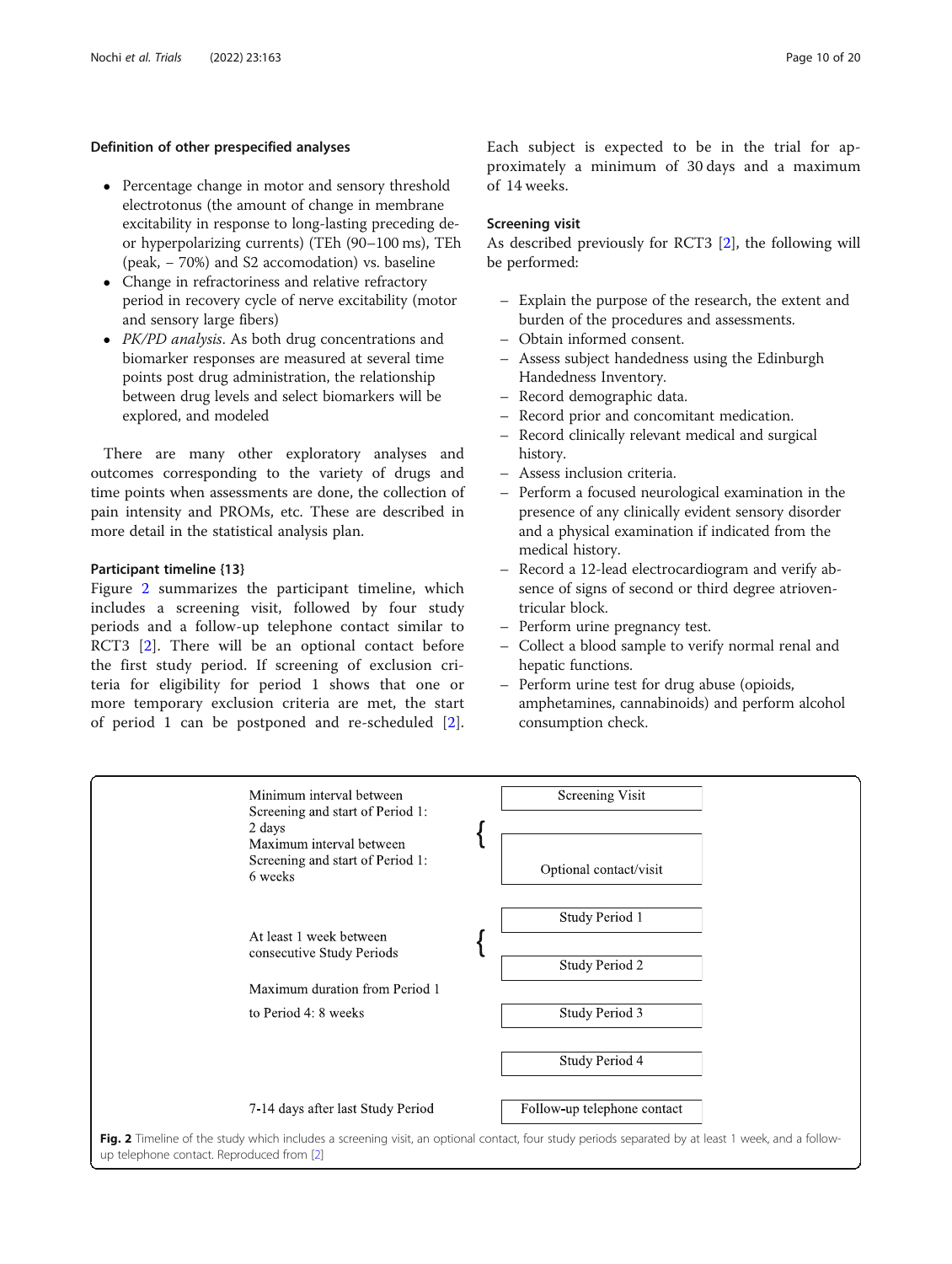### Definition of other prespecified analyses

- Percentage change in motor and sensory threshold electrotonus (the amount of change in membrane excitability in response to long-lasting preceding de- or hyperpolarizing currents) (TEh (90–100 ms), TEh (peak, − 70%) and S2 accomodation) vs. baseline
- Change in refractoriness and relative refractory period in recovery cycle of nerve excitability (motor and sensory large fibers)
- *PK/PD analysis*. As both drug concentrations and biomarker responses are measured at several time points post drug administration, the relationship between drug levels and select biomarkers will be explored, and modeled

There are many other exploratory analyses and outcomes corresponding to the variety of drugs and time points when assessments are done, the collection of pain intensity and PROMs, etc. These are described in more detail in the statistical analysis plan.

### Participant timeline {13}

Figure 2 summarizes the participant timeline, which includes a screening visit, followed by four study periods and a follow-up telephone contact similar to RCT3 [2]. There will be an optional contact before the first study period. If screening of exclusion criteria for eligibility for period 1 shows that one or more temporary exclusion criteria are met, the start of period 1 can be postponed and re-scheduled [2]. Each subject is expected to be in the trial for approximately a minimum of 30 days and a maximum of 14 weeks.

### Screening visit

As described previously for RCT3 [2], the following will be performed:

- Explain the purpose of the research, the extent and burden of the procedures and assessments.
- Obtain informed consent.
- Assess subject handedness using the Edinburgh Handedness Inventory.
- Record demographic data.
- Record prior and concomitant medication.
- Record clinically relevant medical and surgical history.
- Assess inclusion criteria.
- Perform a focused neurological examination in the presence of any clinically evident sensory disorder and a physical examination if indicated from the medical history.
- Record a 12-lead electrocardiogram and verify absence of signs of second or third degree atrioventricular block.
- Perform urine pregnancy test.
- Collect a blood sample to verify normal renal and hepatic functions.
- Perform urine test for drug abuse (opioids, amphetamines, cannabinoids) and perform alcohol consumption check.

| Interval | Step |
|---|---|
| | Screening Visit |
| Minimum interval between Screening and start of Period 1: 2 days; Maximum interval between Screening and start of Period 1: 6 weeks | Optional contact/visit |
| | Study Period 1 |
| At least 1 week between consecutive Study Periods | Study Period 2 |
| Maximum duration from Period 1 to Period 4: 8 weeks | Study Period 3 |
| | Study Period 4 |
| 7-14 days after last Study Period | Follow-up telephone contact |

**Fig. 2** Timeline of the study which includes a screening visit, an optional contact, four study periods separated by at least 1 week, and a follow-up telephone contact. Reproduced from [2]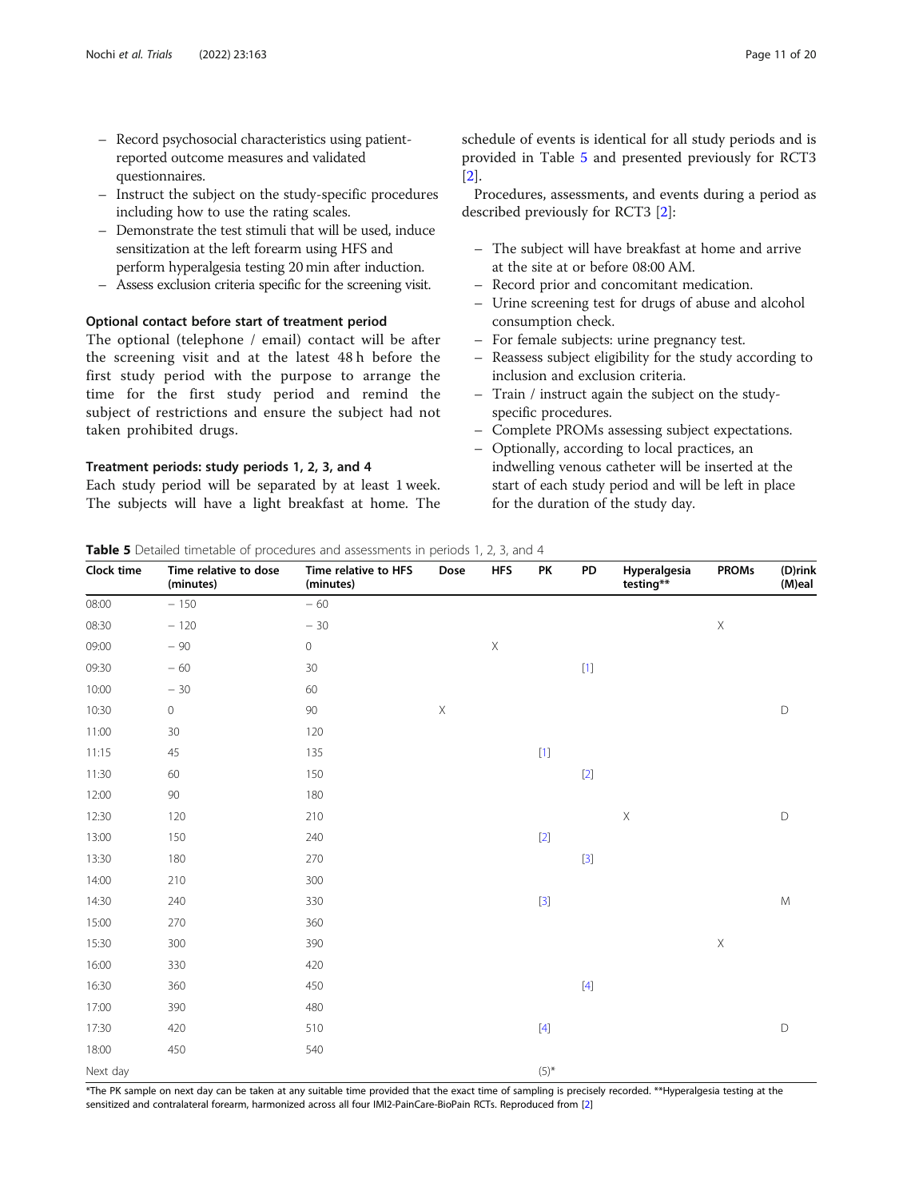– Record psychosocial characteristics using patient-reported outcome measures and validated questionnaires.
– Instruct the subject on the study-specific procedures including how to use the rating scales.
– Demonstrate the test stimuli that will be used, induce sensitization at the left forearm using HFS and perform hyperalgesia testing 20 min after induction.
– Assess exclusion criteria specific for the screening visit.

#### Optional contact before start of treatment period

The optional (telephone / email) contact will be after the screening visit and at the latest 48 h before the first study period with the purpose to arrange the time for the first study period and remind the subject of restrictions and ensure the subject had not taken prohibited drugs.

#### Treatment periods: study periods 1, 2, 3, and 4

Each study period will be separated by at least 1 week. The subjects will have a light breakfast at home. The schedule of events is identical for all study periods and is provided in Table 5 and presented previously for RCT3 [2].

Procedures, assessments, and events during a period as described previously for RCT3 [2]:

– The subject will have breakfast at home and arrive at the site at or before 08:00 AM.
– Record prior and concomitant medication.
– Urine screening test for drugs of abuse and alcohol consumption check.
– For female subjects: urine pregnancy test.
– Reassess subject eligibility for the study according to inclusion and exclusion criteria.
– Train / instruct again the subject on the study-specific procedures.
– Complete PROMs assessing subject expectations.
– Optionally, according to local practices, an indwelling venous catheter will be inserted at the start of each study period and will be left in place for the duration of the study day.

**Table 5** Detailed timetable of procedures and assessments in periods 1, 2, 3, and 4

| Clock time | Time relative to dose (minutes) | Time relative to HFS (minutes) | Dose | HFS | PK | PD | Hyperalgesia testing** | PROMs | (D)rink (M)eal |
|---|---|---|---|---|---|---|---|---|---|
| 08:00 | − 150 | − 60 | | | | | | | |
| 08:30 | − 120 | − 30 | | | | | | X | |
| 09:00 | − 90 | 0 | | X | | | | | |
| 09:30 | − 60 | 30 | | | | [1] | | | |
| 10:00 | − 30 | 60 | | | | | | | |
| 10:30 | 0 | 90 | X | | | | | | D |
| 11:00 | 30 | 120 | | | | | | | |
| 11:15 | 45 | 135 | | | [1] | | | | |
| 11:30 | 60 | 150 | | | | [2] | | | |
| 12:00 | 90 | 180 | | | | | | | |
| 12:30 | 120 | 210 | | | | | X | | D |
| 13:00 | 150 | 240 | | | [2] | | | | |
| 13:30 | 180 | 270 | | | | [3] | | | |
| 14:00 | 210 | 300 | | | | | | | |
| 14:30 | 240 | 330 | | | [3] | | | | M |
| 15:00 | 270 | 360 | | | | | | | |
| 15:30 | 300 | 390 | | | | | | X | |
| 16:00 | 330 | 420 | | | | | | | |
| 16:30 | 360 | 450 | | | | [4] | | | |
| 17:00 | 390 | 480 | | | | | | | |
| 17:30 | 420 | 510 | | | [4] | | | | D |
| 18:00 | 450 | 540 | | | | | | | |
| Next day | | | | | (5)* | | | | |

*The PK sample on next day can be taken at any suitable time provided that the exact time of sampling is precisely recorded. **Hyperalgesia testing at the sensitized and contralateral forearm, harmonized across all four IMI2-PainCare-BioPain RCTs. Reproduced from [2]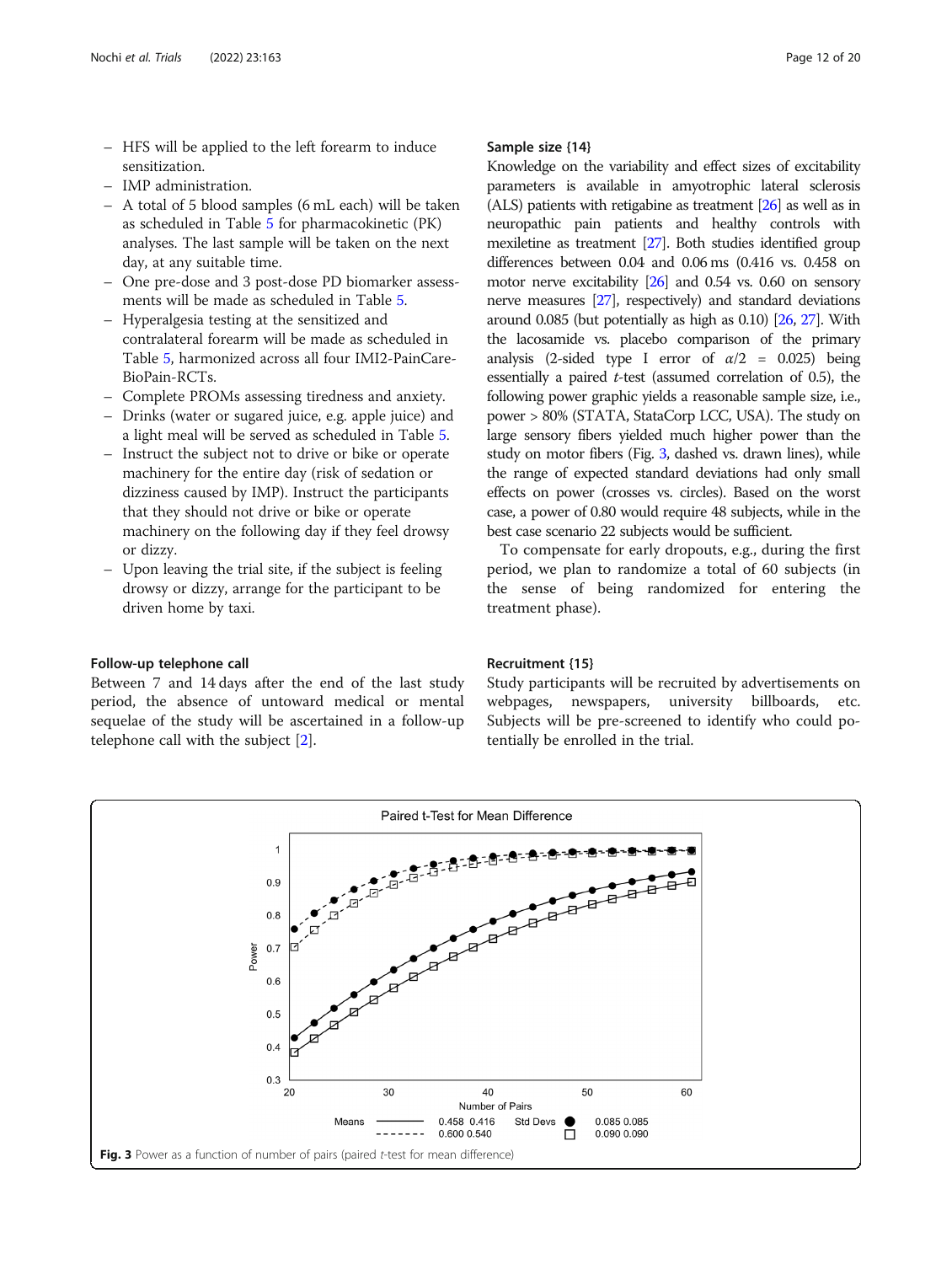- HFS will be applied to the left forearm to induce sensitization.
- IMP administration.
- A total of 5 blood samples (6 mL each) will be taken as scheduled in Table 5 for pharmacokinetic (PK) analyses. The last sample will be taken on the next day, at any suitable time.
- One pre-dose and 3 post-dose PD biomarker assessments will be made as scheduled in Table 5.
- Hyperalgesia testing at the sensitized and contralateral forearm will be made as scheduled in Table 5, harmonized across all four IMI2-PainCare-BioPain-RCTs.
- Complete PROMs assessing tiredness and anxiety.
- Drinks (water or sugared juice, e.g. apple juice) and a light meal will be served as scheduled in Table 5.
- Instruct the subject not to drive or bike or operate machinery for the entire day (risk of sedation or dizziness caused by IMP). Instruct the participants that they should not drive or bike or operate machinery on the following day if they feel drowsy or dizzy.
- Upon leaving the trial site, if the subject is feeling drowsy or dizzy, arrange for the participant to be driven home by taxi.

### Follow-up telephone call

Between 7 and 14 days after the end of the last study period, the absence of untoward medical or mental sequelae of the study will be ascertained in a follow-up telephone call with the subject [2].

### Sample size {14}

Knowledge on the variability and effect sizes of excitability parameters is available in amyotrophic lateral sclerosis (ALS) patients with retigabine as treatment [26] as well as in neuropathic pain patients and healthy controls with mexiletine as treatment [27]. Both studies identified group differences between 0.04 and 0.06 ms (0.416 vs. 0.458 on motor nerve excitability [26] and 0.54 vs. 0.60 on sensory nerve measures [27], respectively) and standard deviations around 0.085 (but potentially as high as 0.10) [26, 27]. With the lacosamide vs. placebo comparison of the primary analysis (2-sided type I error of $\alpha/2$ = 0.025) being essentially a paired *t*-test (assumed correlation of 0.5), the following power graphic yields a reasonable sample size, i.e., power > 80% (STATA, StataCorp LCC, USA). The study on large sensory fibers yielded much higher power than the study on motor fibers (Fig. 3, dashed vs. drawn lines), while the range of expected standard deviations had only small effects on power (crosses vs. circles). Based on the worst case, a power of 0.80 would require 48 subjects, while in the best case scenario 22 subjects would be sufficient.

To compensate for early dropouts, e.g., during the first period, we plan to randomize a total of 60 subjects (in the sense of being randomized for entering the treatment phase).

### Recruitment {15}

Study participants will be recruited by advertisements on webpages, newspapers, university billboards, etc. Subjects will be pre-screened to identify who could potentially be enrolled in the trial.

**Fig. 3** Power as a function of number of pairs (paired *t*-test for mean difference)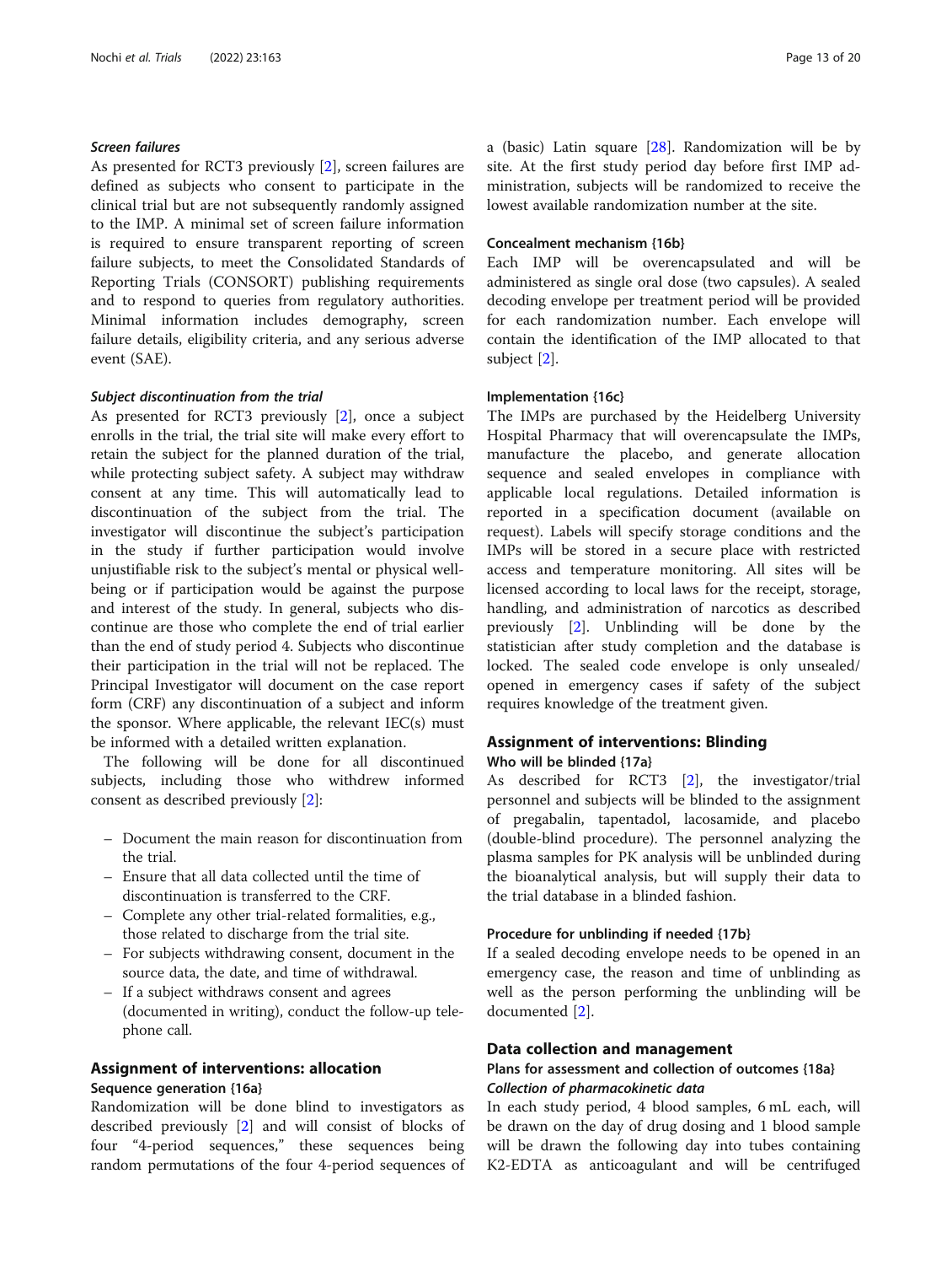#### *Screen failures*

As presented for RCT3 previously [2], screen failures are defined as subjects who consent to participate in the clinical trial but are not subsequently randomly assigned to the IMP. A minimal set of screen failure information is required to ensure transparent reporting of screen failure subjects, to meet the Consolidated Standards of Reporting Trials (CONSORT) publishing requirements and to respond to queries from regulatory authorities. Minimal information includes demography, screen failure details, eligibility criteria, and any serious adverse event (SAE).

#### *Subject discontinuation from the trial*

As presented for RCT3 previously [2], once a subject enrolls in the trial, the trial site will make every effort to retain the subject for the planned duration of the trial, while protecting subject safety. A subject may withdraw consent at any time. This will automatically lead to discontinuation of the subject from the trial. The investigator will discontinue the subject's participation in the study if further participation would involve unjustifiable risk to the subject's mental or physical well-being or if participation would be against the purpose and interest of the study. In general, subjects who discontinue are those who complete the end of trial earlier than the end of study period 4. Subjects who discontinue their participation in the trial will not be replaced. The Principal Investigator will document on the case report form (CRF) any discontinuation of a subject and inform the sponsor. Where applicable, the relevant IEC(s) must be informed with a detailed written explanation.

The following will be done for all discontinued subjects, including those who withdrew informed consent as described previously [2]:

- Document the main reason for discontinuation from the trial.
- Ensure that all data collected until the time of discontinuation is transferred to the CRF.
- Complete any other trial-related formalities, e.g., those related to discharge from the trial site.
- For subjects withdrawing consent, document in the source data, the date, and time of withdrawal.
- If a subject withdraws consent and agrees (documented in writing), conduct the follow-up telephone call.

## Assignment of interventions: allocation

### Sequence generation {16a}

Randomization will be done blind to investigators as described previously [2] and will consist of blocks of four "4-period sequences," these sequences being random permutations of the four 4-period sequences of a (basic) Latin square [28]. Randomization will be by site. At the first study period day before first IMP administration, subjects will be randomized to receive the lowest available randomization number at the site.

### Concealment mechanism {16b}

Each IMP will be overencapsulated and will be administered as single oral dose (two capsules). A sealed decoding envelope per treatment period will be provided for each randomization number. Each envelope will contain the identification of the IMP allocated to that subject [2].

### Implementation {16c}

The IMPs are purchased by the Heidelberg University Hospital Pharmacy that will overencapsulate the IMPs, manufacture the placebo, and generate allocation sequence and sealed envelopes in compliance with applicable local regulations. Detailed information is reported in a specification document (available on request). Labels will specify storage conditions and the IMPs will be stored in a secure place with restricted access and temperature monitoring. All sites will be licensed according to local laws for the receipt, storage, handling, and administration of narcotics as described previously [2]. Unblinding will be done by the statistician after study completion and the database is locked. The sealed code envelope is only unsealed/opened in emergency cases if safety of the subject requires knowledge of the treatment given.

## Assignment of interventions: Blinding

### Who will be blinded {17a}

As described for RCT3 [2], the investigator/trial personnel and subjects will be blinded to the assignment of pregabalin, tapentadol, lacosamide, and placebo (double-blind procedure). The personnel analyzing the plasma samples for PK analysis will be unblinded during the bioanalytical analysis, but will supply their data to the trial database in a blinded fashion.

### Procedure for unblinding if needed {17b}

If a sealed decoding envelope needs to be opened in an emergency case, the reason and time of unblinding as well as the person performing the unblinding will be documented [2].

## Data collection and management

### Plans for assessment and collection of outcomes {18a}

#### *Collection of pharmacokinetic data*

In each study period, 4 blood samples, 6 mL each, will be drawn on the day of drug dosing and 1 blood sample will be drawn the following day into tubes containing K2-EDTA as anticoagulant and will be centrifuged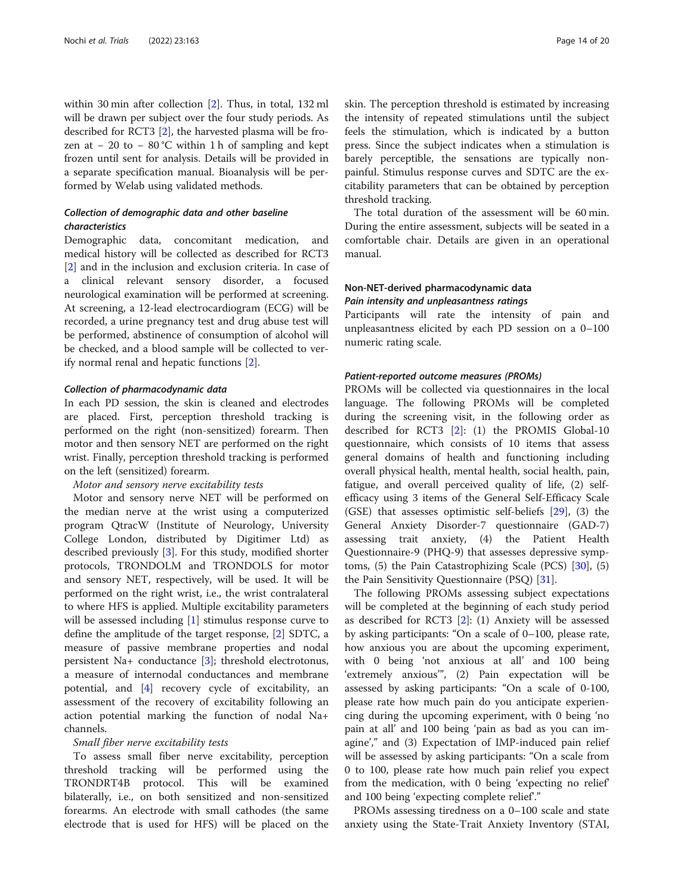within 30 min after collection [2]. Thus, in total, 132 ml will be drawn per subject over the four study periods. As described for RCT3 [2], the harvested plasma will be frozen at − 20 to − 80 °C within 1 h of sampling and kept frozen until sent for analysis. Details will be provided in a separate specification manual. Bioanalysis will be performed by Welab using validated methods.

#### *Collection of demographic data and other baseline characteristics*

Demographic data, concomitant medication, and medical history will be collected as described for RCT3 [2] and in the inclusion and exclusion criteria. In case of a clinical relevant sensory disorder, a focused neurological examination will be performed at screening. At screening, a 12-lead electrocardiogram (ECG) will be recorded, a urine pregnancy test and drug abuse test will be performed, abstinence of consumption of alcohol will be checked, and a blood sample will be collected to verify normal renal and hepatic functions [2].

#### *Collection of pharmacodynamic data*

In each PD session, the skin is cleaned and electrodes are placed. First, perception threshold tracking is performed on the right (non-sensitized) forearm. Then motor and then sensory NET are performed on the right wrist. Finally, perception threshold tracking is performed on the left (sensitized) forearm.

*Motor and sensory nerve excitability tests*

Motor and sensory nerve NET will be performed on the median nerve at the wrist using a computerized program QtracW (Institute of Neurology, University College London, distributed by Digitimer Ltd) as described previously [3]. For this study, modified shorter protocols, TRONDOLM and TRONDOLS for motor and sensory NET, respectively, will be used. It will be performed on the right wrist, i.e., the wrist contralateral to where HFS is applied. Multiple excitability parameters will be assessed including [1] stimulus response curve to define the amplitude of the target response, [2] SDTC, a measure of passive membrane properties and nodal persistent Na+ conductance [3]; threshold electrotonus, a measure of internodal conductances and membrane potential, and [4] recovery cycle of excitability, an assessment of the recovery of excitability following an action potential marking the function of nodal Na+ channels.

*Small fiber nerve excitability tests*

To assess small fiber nerve excitability, perception threshold tracking will be performed using the TRONDRT4B protocol. This will be examined bilaterally, i.e., on both sensitized and non-sensitized forearms. An electrode with small cathodes (the same electrode that is used for HFS) will be placed on the skin. The perception threshold is estimated by increasing the intensity of repeated stimulations until the subject feels the stimulation, which is indicated by a button press. Since the subject indicates when a stimulation is barely perceptible, the sensations are typically non-painful. Stimulus response curves and SDTC are the excitability parameters that can be obtained by perception threshold tracking.

The total duration of the assessment will be 60 min. During the entire assessment, subjects will be seated in a comfortable chair. Details are given in an operational manual.

### Non-NET-derived pharmacodynamic data

#### *Pain intensity and unpleasantness ratings*

Participants will rate the intensity of pain and unpleasantness elicited by each PD session on a 0–100 numeric rating scale.

#### *Patient-reported outcome measures (PROMs)*

PROMs will be collected via questionnaires in the local language. The following PROMs will be completed during the screening visit, in the following order as described for RCT3 [2]: (1) the PROMIS Global-10 questionnaire, which consists of 10 items that assess general domains of health and functioning including overall physical health, mental health, social health, pain, fatigue, and overall perceived quality of life, (2) self-efficacy using 3 items of the General Self-Efficacy Scale (GSE) that assesses optimistic self-beliefs [29], (3) the General Anxiety Disorder-7 questionnaire (GAD-7) assessing trait anxiety, (4) the Patient Health Questionnaire-9 (PHQ-9) that assesses depressive symptoms, (5) the Pain Catastrophizing Scale (PCS) [30], (5) the Pain Sensitivity Questionnaire (PSQ) [31].

The following PROMs assessing subject expectations will be completed at the beginning of each study period as described for RCT3 [2]: (1) Anxiety will be assessed by asking participants: "On a scale of 0–100, please rate, how anxious you are about the upcoming experiment, with 0 being 'not anxious at all' and 100 being 'extremely anxious'", (2) Pain expectation will be assessed by asking participants: "On a scale of 0-100, please rate how much pain do you anticipate experiencing during the upcoming experiment, with 0 being 'no pain at all' and 100 being 'pain as bad as you can imagine'," and (3) Expectation of IMP-induced pain relief will be assessed by asking participants: "On a scale from 0 to 100, please rate how much pain relief you expect from the medication, with 0 being 'expecting no relief' and 100 being 'expecting complete relief'."

PROMs assessing tiredness on a 0–100 scale and state anxiety using the State-Trait Anxiety Inventory (STAI,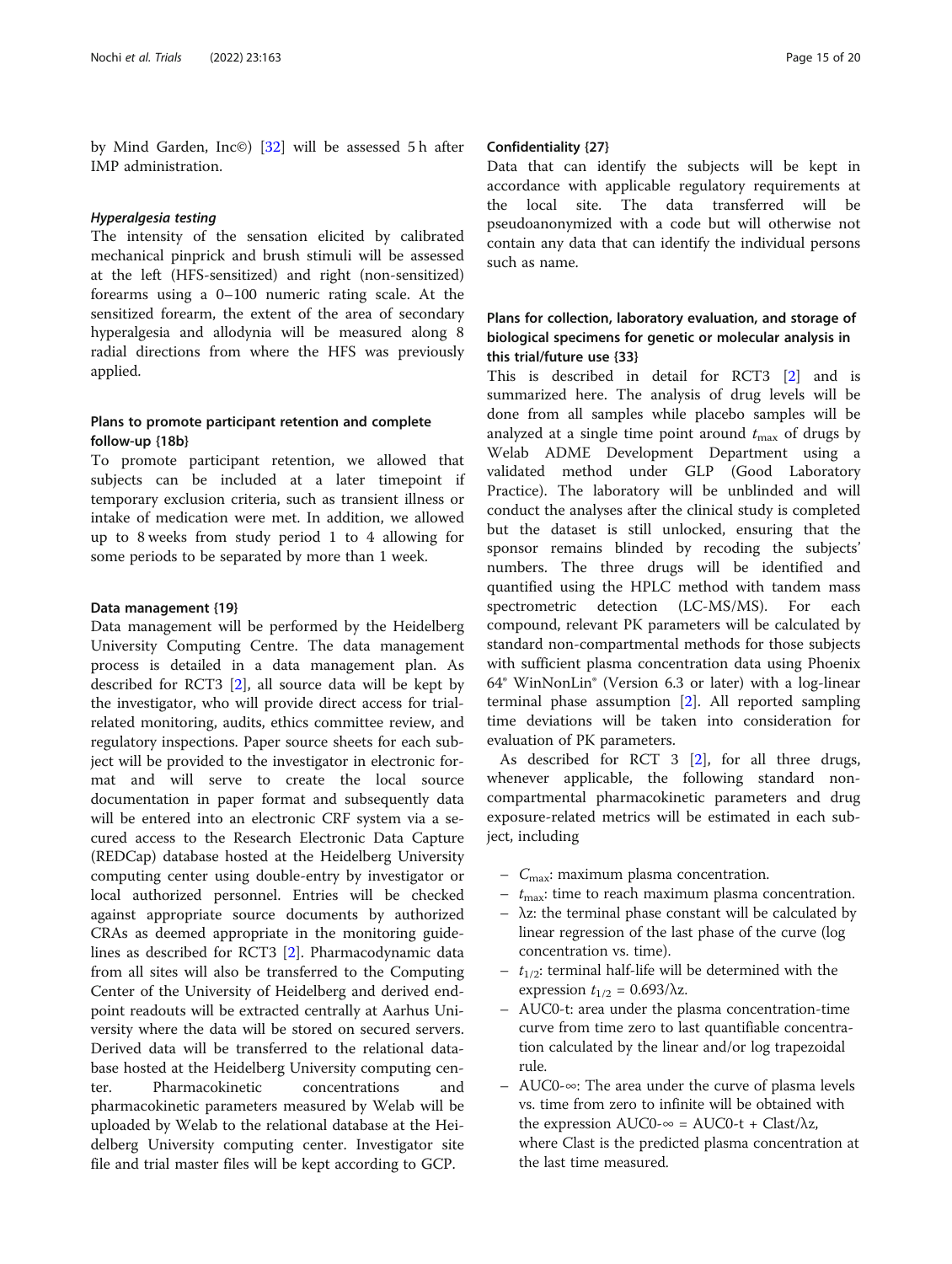by Mind Garden, Inc©) [32] will be assessed 5 h after IMP administration.

#### *Hyperalgesia testing*

The intensity of the sensation elicited by calibrated mechanical pinprick and brush stimuli will be assessed at the left (HFS-sensitized) and right (non-sensitized) forearms using a 0–100 numeric rating scale. At the sensitized forearm, the extent of the area of secondary hyperalgesia and allodynia will be measured along 8 radial directions from where the HFS was previously applied.

### Plans to promote participant retention and complete follow-up {18b}

To promote participant retention, we allowed that subjects can be included at a later timepoint if temporary exclusion criteria, such as transient illness or intake of medication were met. In addition, we allowed up to 8 weeks from study period 1 to 4 allowing for some periods to be separated by more than 1 week.

### Data management {19}

Data management will be performed by the Heidelberg University Computing Centre. The data management process is detailed in a data management plan. As described for RCT3 [2], all source data will be kept by the investigator, who will provide direct access for trial-related monitoring, audits, ethics committee review, and regulatory inspections. Paper source sheets for each subject will be provided to the investigator in electronic format and will serve to create the local source documentation in paper format and subsequently data will be entered into an electronic CRF system via a secured access to the Research Electronic Data Capture (REDCap) database hosted at the Heidelberg University computing center using double-entry by investigator or local authorized personnel. Entries will be checked against appropriate source documents by authorized CRAs as deemed appropriate in the monitoring guidelines as described for RCT3 [2]. Pharmacodynamic data from all sites will also be transferred to the Computing Center of the University of Heidelberg and derived endpoint readouts will be extracted centrally at Aarhus University where the data will be stored on secured servers. Derived data will be transferred to the relational database hosted at the Heidelberg University computing center. Pharmacokinetic concentrations and pharmacokinetic parameters measured by Welab will be uploaded by Welab to the relational database at the Heidelberg University computing center. Investigator site file and trial master files will be kept according to GCP.

### Confidentiality {27}

Data that can identify the subjects will be kept in accordance with applicable regulatory requirements at the local site. The data transferred will be pseudoanonymized with a code but will otherwise not contain any data that can identify the individual persons such as name.

### Plans for collection, laboratory evaluation, and storage of biological specimens for genetic or molecular analysis in this trial/future use {33}

This is described in detail for RCT3 [2] and is summarized here. The analysis of drug levels will be done from all samples while placebo samples will be analyzed at a single time point around $t_{max}$ of drugs by Welab ADME Development Department using a validated method under GLP (Good Laboratory Practice). The laboratory will be unblinded and will conduct the analyses after the clinical study is completed but the dataset is still unlocked, ensuring that the sponsor remains blinded by recoding the subjects' numbers. The three drugs will be identified and quantified using the HPLC method with tandem mass spectrometric detection (LC-MS/MS). For each compound, relevant PK parameters will be calculated by standard non-compartmental methods for those subjects with sufficient plasma concentration data using Phoenix 64® WinNonLin® (Version 6.3 or later) with a log-linear terminal phase assumption [2]. All reported sampling time deviations will be taken into consideration for evaluation of PK parameters.

As described for RCT 3 [2], for all three drugs, whenever applicable, the following standard non-compartmental pharmacokinetic parameters and drug exposure-related metrics will be estimated in each subject, including

- $C_{max}$: maximum plasma concentration.
- $t_{max}$: time to reach maximum plasma concentration.
- λz: the terminal phase constant will be calculated by linear regression of the last phase of the curve (log concentration vs. time).
- $t_{1/2}$: terminal half-life will be determined with the expression $t_{1/2} = 0.693/\lambda z$.
- AUC0-t: area under the plasma concentration-time curve from time zero to last quantifiable concentration calculated by the linear and/or log trapezoidal rule.
- AUC0-∞: The area under the curve of plasma levels vs. time from zero to infinite will be obtained with the expression $AUC0\text{-}\infty = AUC0\text{-}t + Clast/\lambda z$, where Clast is the predicted plasma concentration at the last time measured.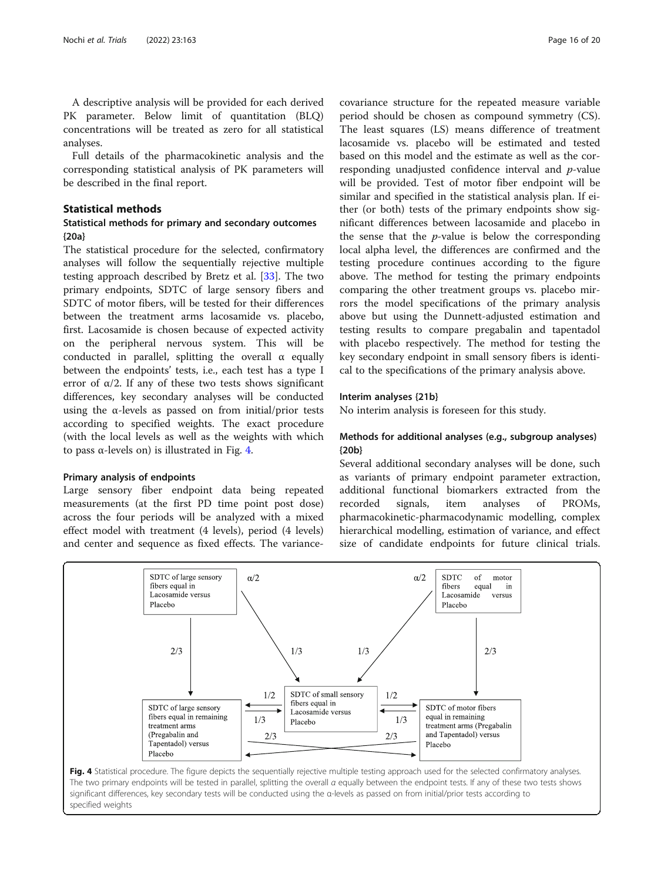A descriptive analysis will be provided for each derived PK parameter. Below limit of quantitation (BLQ) concentrations will be treated as zero for all statistical analyses.

Full details of the pharmacokinetic analysis and the corresponding statistical analysis of PK parameters will be described in the final report.

## Statistical methods

### Statistical methods for primary and secondary outcomes {20a}

The statistical procedure for the selected, confirmatory analyses will follow the sequentially rejective multiple testing approach described by Bretz et al. [33]. The two primary endpoints, SDTC of large sensory fibers and SDTC of motor fibers, will be tested for their differences between the treatment arms lacosamide vs. placebo, first. Lacosamide is chosen because of expected activity on the peripheral nervous system. This will be conducted in parallel, splitting the overall α equally between the endpoints' tests, i.e., each test has a type I error of α/2. If any of these two tests shows significant differences, key secondary analyses will be conducted using the α-levels as passed on from initial/prior tests according to specified weights. The exact procedure (with the local levels as well as the weights with which to pass α-levels on) is illustrated in Fig. 4.

#### Primary analysis of endpoints

Large sensory fiber endpoint data being repeated measurements (at the first PD time point post dose) across the four periods will be analyzed with a mixed effect model with treatment (4 levels), period (4 levels) and center and sequence as fixed effects. The variance-covariance structure for the repeated measure variable period should be chosen as compound symmetry (CS). The least squares (LS) means difference of treatment lacosamide vs. placebo will be estimated and tested based on this model and the estimate as well as the corresponding unadjusted confidence interval and *p*-value will be provided. Test of motor fiber endpoint will be similar and specified in the statistical analysis plan. If either (or both) tests of the primary endpoints show significant differences between lacosamide and placebo in the sense that the *p*-value is below the corresponding local alpha level, the differences are confirmed and the testing procedure continues according to the figure above. The method for testing the primary endpoints comparing the other treatment groups vs. placebo mirrors the model specifications of the primary analysis above but using the Dunnett-adjusted estimation and testing results to compare pregabalin and tapentadol with placebo respectively. The method for testing the key secondary endpoint in small sensory fibers is identical to the specifications of the primary analysis above.

### Interim analyses {21b}

No interim analysis is foreseen for this study.

### Methods for additional analyses (e.g., subgroup analyses) {20b}

Several additional secondary analyses will be done, such as variants of primary endpoint parameter extraction, additional functional biomarkers extracted from the recorded signals, item analyses of PROMs, pharmacokinetic-pharmacodynamic modelling, complex hierarchical modelling, estimation of variance, and effect size of candidate endpoints for future clinical trials.

**Fig. 4** Statistical procedure. The figure depicts the sequentially rejective multiple testing approach used for the selected confirmatory analyses. The two primary endpoints will be tested in parallel, splitting the overall α equally between the endpoint tests. If any of these two tests shows significant differences, key secondary tests will be conducted using the α-levels as passed on from initial/prior tests according to specified weights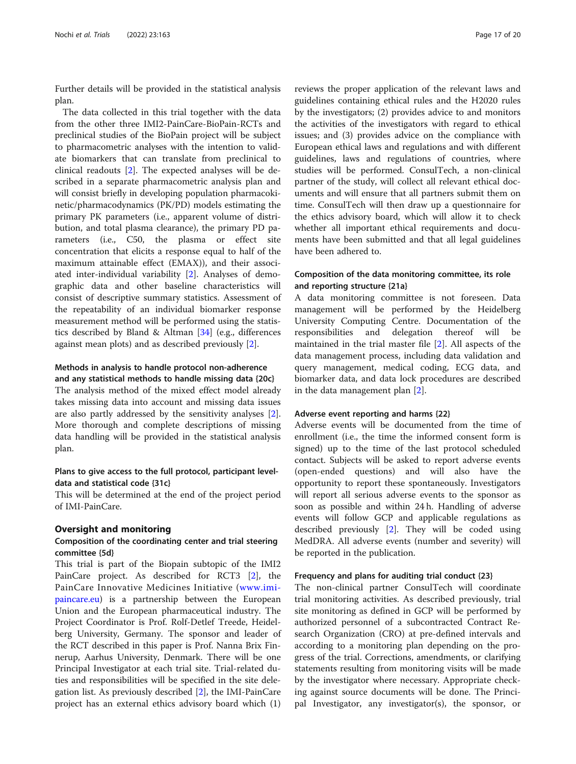Further details will be provided in the statistical analysis plan.

The data collected in this trial together with the data from the other three IMI2-PainCare-BioPain-RCTs and preclinical studies of the BioPain project will be subject to pharmacometric analyses with the intention to validate biomarkers that can translate from preclinical to clinical readouts [2]. The expected analyses will be described in a separate pharmacometric analysis plan and will consist briefly in developing population pharmacokinetic/pharmacodynamics (PK/PD) models estimating the primary PK parameters (i.e., apparent volume of distribution, and total plasma clearance), the primary PD parameters (i.e., C50, the plasma or effect site concentration that elicits a response equal to half of the maximum attainable effect (EMAX)), and their associated inter-individual variability [2]. Analyses of demographic data and other baseline characteristics will consist of descriptive summary statistics. Assessment of the repeatability of an individual biomarker response measurement method will be performed using the statistics described by Bland & Altman [34] (e.g., differences against mean plots) and as described previously [2].

#### Methods in analysis to handle protocol non-adherence and any statistical methods to handle missing data {20c}

The analysis method of the mixed effect model already takes missing data into account and missing data issues are also partly addressed by the sensitivity analyses [2]. More thorough and complete descriptions of missing data handling will be provided in the statistical analysis plan.

#### Plans to give access to the full protocol, participant level-data and statistical code {31c}

This will be determined at the end of the project period of IMI-PainCare.

### Oversight and monitoring

#### Composition of the coordinating center and trial steering committee {5d}

This trial is part of the Biopain subtopic of the IMI2 PainCare project. As described for RCT3 [2], the PainCare Innovative Medicines Initiative (www.imi-paincare.eu) is a partnership between the European Union and the European pharmaceutical industry. The Project Coordinator is Prof. Rolf-Detlef Treede, Heidelberg University, Germany. The sponsor and leader of the RCT described in this paper is Prof. Nanna Brix Finnerup, Aarhus University, Denmark. There will be one Principal Investigator at each trial site. Trial-related duties and responsibilities will be specified in the site delegation list. As previously described [2], the IMI-PainCare project has an external ethics advisory board which (1) reviews the proper application of the relevant laws and guidelines containing ethical rules and the H2020 rules by the investigators; (2) provides advice to and monitors the activities of the investigators with regard to ethical issues; and (3) provides advice on the compliance with European ethical laws and regulations and with different guidelines, laws and regulations of countries, where studies will be performed. ConsulTech, a non-clinical partner of the study, will collect all relevant ethical documents and will ensure that all partners submit them on time. ConsulTech will then draw up a questionnaire for the ethics advisory board, which will allow it to check whether all important ethical requirements and documents have been submitted and that all legal guidelines have been adhered to.

#### Composition of the data monitoring committee, its role and reporting structure {21a}

A data monitoring committee is not foreseen. Data management will be performed by the Heidelberg University Computing Centre. Documentation of the responsibilities and delegation thereof will be maintained in the trial master file [2]. All aspects of the data management process, including data validation and query management, medical coding, ECG data, and biomarker data, and data lock procedures are described in the data management plan [2].

#### Adverse event reporting and harms {22}

Adverse events will be documented from the time of enrollment (i.e., the time the informed consent form is signed) up to the time of the last protocol scheduled contact. Subjects will be asked to report adverse events (open-ended questions) and will also have the opportunity to report these spontaneously. Investigators will report all serious adverse events to the sponsor as soon as possible and within 24 h. Handling of adverse events will follow GCP and applicable regulations as described previously [2]. They will be coded using MedDRA. All adverse events (number and severity) will be reported in the publication.

#### Frequency and plans for auditing trial conduct {23}

The non-clinical partner ConsulTech will coordinate trial monitoring activities. As described previously, trial site monitoring as defined in GCP will be performed by authorized personnel of a subcontracted Contract Research Organization (CRO) at pre-defined intervals and according to a monitoring plan depending on the progress of the trial. Corrections, amendments, or clarifying statements resulting from monitoring visits will be made by the investigator where necessary. Appropriate checking against source documents will be done. The Principal Investigator, any investigator(s), the sponsor, or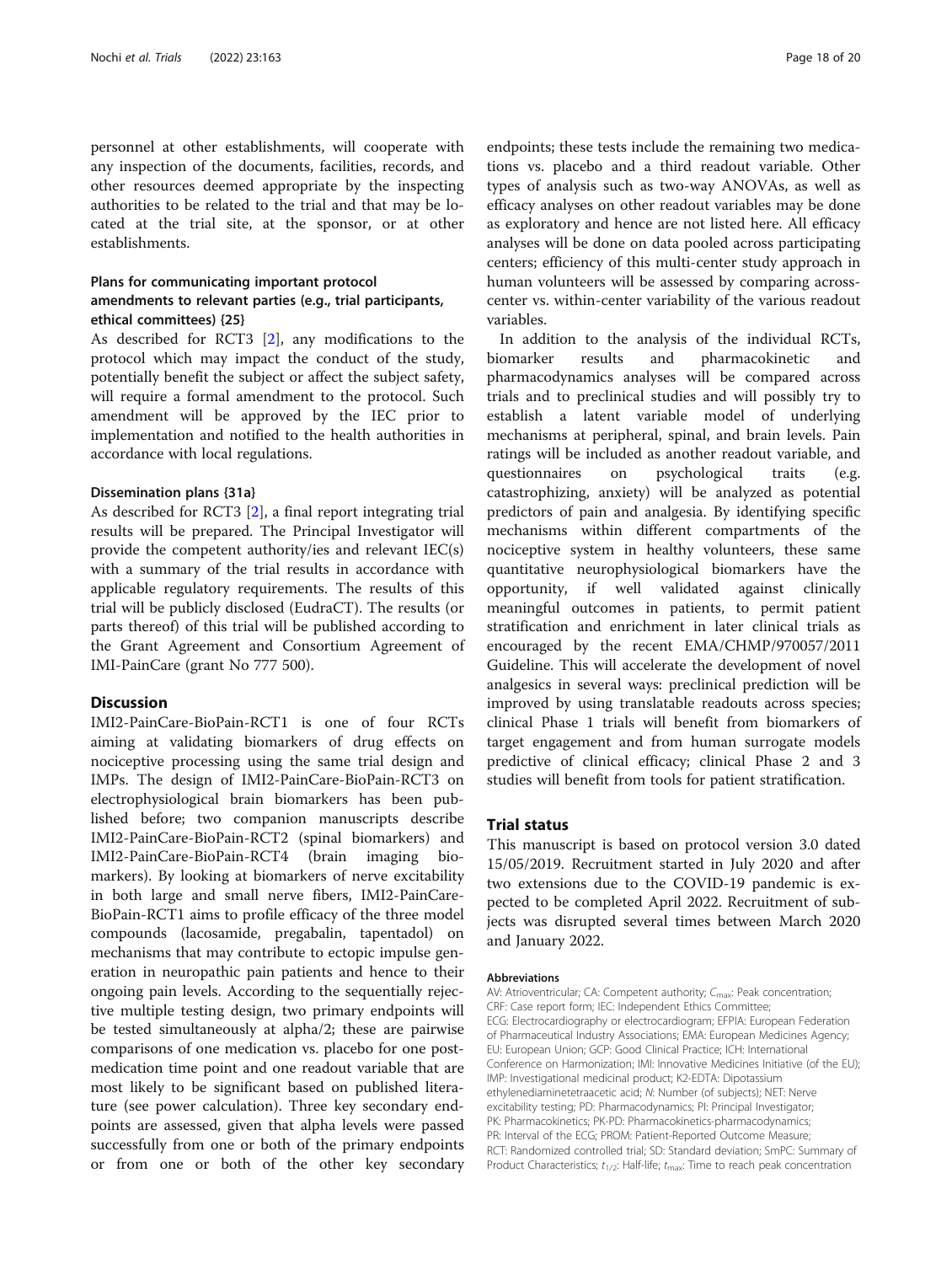personnel at other establishments, will cooperate with any inspection of the documents, facilities, records, and other resources deemed appropriate by the inspecting authorities to be related to the trial and that may be located at the trial site, at the sponsor, or at other establishments.

### Plans for communicating important protocol amendments to relevant parties (e.g., trial participants, ethical committees) {25}

As described for RCT3 [2], any modifications to the protocol which may impact the conduct of the study, potentially benefit the subject or affect the subject safety, will require a formal amendment to the protocol. Such amendment will be approved by the IEC prior to implementation and notified to the health authorities in accordance with local regulations.

### Dissemination plans {31a}

As described for RCT3 [2], a final report integrating trial results will be prepared. The Principal Investigator will provide the competent authority/ies and relevant IEC(s) with a summary of the trial results in accordance with applicable regulatory requirements. The results of this trial will be publicly disclosed (EudraCT). The results (or parts thereof) of this trial will be published according to the Grant Agreement and Consortium Agreement of IMI-PainCare (grant No 777 500).

## Discussion

IMI2-PainCare-BioPain-RCT1 is one of four RCTs aiming at validating biomarkers of drug effects on nociceptive processing using the same trial design and IMPs. The design of IMI2-PainCare-BioPain-RCT3 on electrophysiological brain biomarkers has been published before; two companion manuscripts describe IMI2-PainCare-BioPain-RCT2 (spinal biomarkers) and IMI2-PainCare-BioPain-RCT4 (brain imaging biomarkers). By looking at biomarkers of nerve excitability in both large and small nerve fibers, IMI2-PainCare-BioPain-RCT1 aims to profile efficacy of the three model compounds (lacosamide, pregabalin, tapentadol) on mechanisms that may contribute to ectopic impulse generation in neuropathic pain patients and hence to their ongoing pain levels. According to the sequentially rejective multiple testing design, two primary endpoints will be tested simultaneously at alpha/2; these are pairwise comparisons of one medication vs. placebo for one post-medication time point and one readout variable that are most likely to be significant based on published literature (see power calculation). Three key secondary endpoints are assessed, given that alpha levels were passed successfully from one or both of the primary endpoints or from one or both of the other key secondary endpoints; these tests include the remaining two medications vs. placebo and a third readout variable. Other types of analysis such as two-way ANOVAs, as well as efficacy analyses on other readout variables may be done as exploratory and hence are not listed here. All efficacy analyses will be done on data pooled across participating centers; efficiency of this multi-center study approach in human volunteers will be assessed by comparing across-center vs. within-center variability of the various readout variables.

In addition to the analysis of the individual RCTs, biomarker results and pharmacokinetic and pharmacodynamics analyses will be compared across trials and to preclinical studies and will possibly try to establish a latent variable model of underlying mechanisms at peripheral, spinal, and brain levels. Pain ratings will be included as another readout variable, and questionnaires on psychological traits (e.g. catastrophizing, anxiety) will be analyzed as potential predictors of pain and analgesia. By identifying specific mechanisms within different compartments of the nociceptive system in healthy volunteers, these same quantitative neurophysiological biomarkers have the opportunity, if well validated against clinically meaningful outcomes in patients, to permit patient stratification and enrichment in later clinical trials as encouraged by the recent EMA/CHMP/970057/2011 Guideline. This will accelerate the development of novel analgesics in several ways: preclinical prediction will be improved by using translatable readouts across species; clinical Phase 1 trials will benefit from biomarkers of target engagement and from human surrogate models predictive of clinical efficacy; clinical Phase 2 and 3 studies will benefit from tools for patient stratification.

## Trial status

This manuscript is based on protocol version 3.0 dated 15/05/2019. Recruitment started in July 2020 and after two extensions due to the COVID-19 pandemic is expected to be completed April 2022. Recruitment of subjects was disrupted several times between March 2020 and January 2022.

#### Abbreviations

AV: Atrioventricular; CA: Competent authority; $C_{max}$: Peak concentration; CRF: Case report form; IEC: Independent Ethics Committee; ECG: Electrocardiography or electrocardiogram; EFPIA: European Federation of Pharmaceutical Industry Associations; EMA: European Medicines Agency; EU: European Union; GCP: Good Clinical Practice; ICH: International Conference on Harmonization; IMI: Innovative Medicines Initiative (of the EU); IMP: Investigational medicinal product; K2-EDTA: Dipotassium ethylenediaminetetraacetic acid; *N*: Number (of subjects); NET: Nerve excitability testing; PD: Pharmacodynamics; PI: Principal Investigator; PK: Pharmacokinetics; PK-PD: Pharmacokinetics-pharmacodynamics; PR: Interval of the ECG; PROM: Patient-Reported Outcome Measure; RCT: Randomized controlled trial; SD: Standard deviation; SmPC: Summary of Product Characteristics; $t_{1/2}$: Half-life; $t_{max}$: Time to reach peak concentration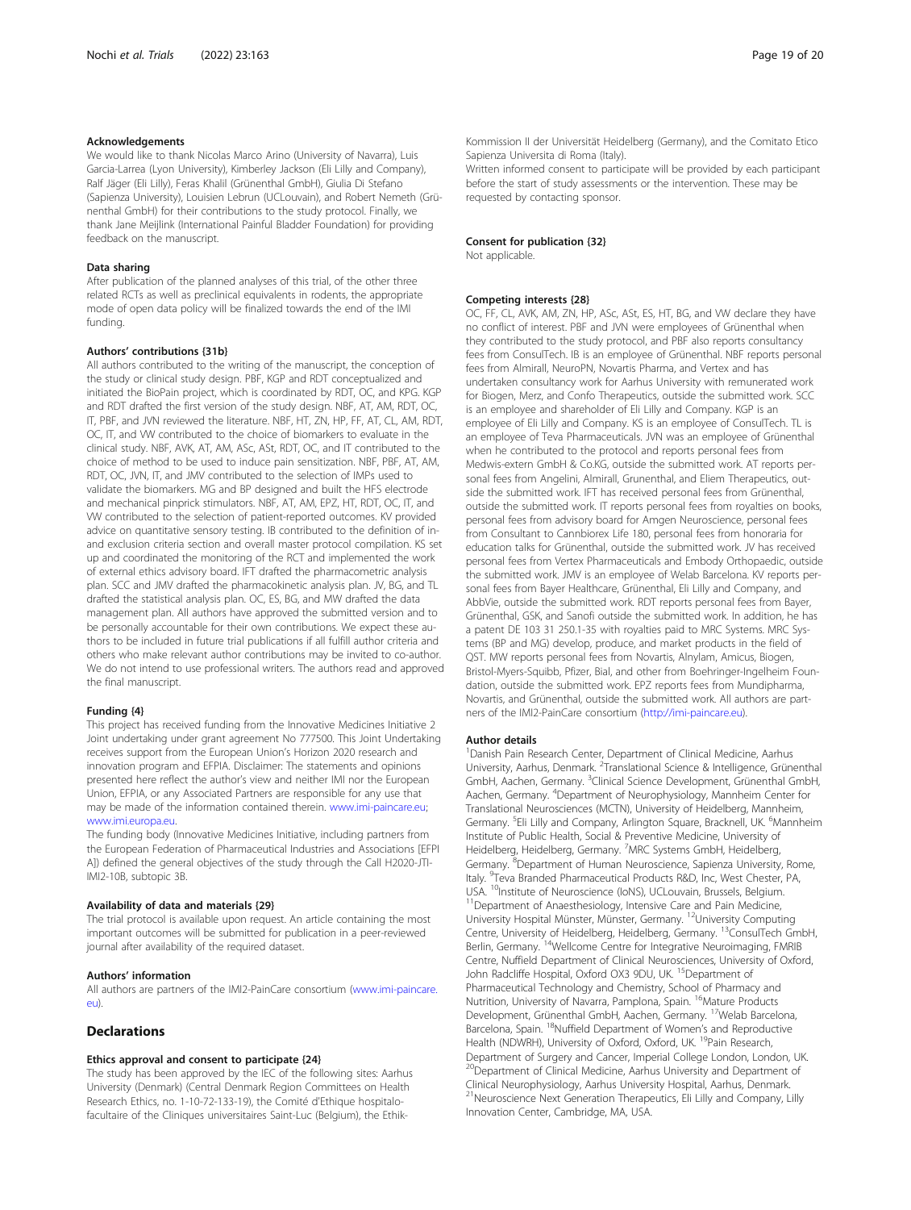### Acknowledgements

We would like to thank Nicolas Marco Arino (University of Navarra), Luis Garcia-Larrea (Lyon University), Kimberley Jackson (Eli Lilly and Company), Ralf Jäger (Eli Lilly), Feras Khalil (Grünenthal GmbH), Giulia Di Stefano (Sapienza University), Louisien Lebrun (UCLouvain), and Robert Nemeth (Grünenthal GmbH) for their contributions to the study protocol. Finally, we thank Jane Meijlink (International Painful Bladder Foundation) for providing feedback on the manuscript.

### Data sharing

After publication of the planned analyses of this trial, of the other three related RCTs as well as preclinical equivalents in rodents, the appropriate mode of open data policy will be finalized towards the end of the IMI funding.

### Authors' contributions {31b}

All authors contributed to the writing of the manuscript, the conception of the study or clinical study design. PBF, KGP and RDT conceptualized and initiated the BioPain project, which is coordinated by RDT, OC, and KPG. KGP and RDT drafted the first version of the study design. NBF, AT, AM, RDT, OC, IT, PBF, and JVN reviewed the literature. NBF, HT, ZN, HP, FF, AT, CL, AM, RDT, OC, IT, and VW contributed to the choice of biomarkers to evaluate in the clinical study. NBF, AVK, AT, AM, ASc, ASt, RDT, OC, and IT contributed to the choice of method to be used to induce pain sensitization. NBF, PBF, AT, AM, RDT, OC, JVN, IT, and JMV contributed to the selection of IMPs used to validate the biomarkers. MG and BP designed and built the HFS electrode and mechanical pinprick stimulators. NBF, AT, AM, EPZ, HT, RDT, OC, IT, and VW contributed to the selection of patient-reported outcomes. KV provided advice on quantitative sensory testing. IB contributed to the definition of in- and exclusion criteria section and overall master protocol compilation. KS set up and coordinated the monitoring of the RCT and implemented the work of external ethics advisory board. IFT drafted the pharmacometric analysis plan. SCC and JMV drafted the pharmacokinetic analysis plan. JV, BG, and TL drafted the statistical analysis plan. OC, ES, BG, and MW drafted the data management plan. All authors have approved the submitted version and to be personally accountable for their own contributions. We expect these authors to be included in future trial publications if all fulfill author criteria and others who make relevant author contributions may be invited to co-author. We do not intend to use professional writers. The authors read and approved the final manuscript.

### Funding {4}

This project has received funding from the Innovative Medicines Initiative 2 Joint undertaking under grant agreement No 777500. This Joint Undertaking receives support from the European Union's Horizon 2020 research and innovation program and EFPIA. Disclaimer: The statements and opinions presented here reflect the author's view and neither IMI nor the European Union, EFPIA, or any Associated Partners are responsible for any use that may be made of the information contained therein. www.imi-paincare.eu; www.imi.europa.eu.

The funding body (Innovative Medicines Initiative, including partners from the European Federation of Pharmaceutical Industries and Associations [EFPIA]) defined the general objectives of the study through the Call H2020-JTI-IMI2-10B, subtopic 3B.

### Availability of data and materials {29}

The trial protocol is available upon request. An article containing the most important outcomes will be submitted for publication in a peer-reviewed journal after availability of the required dataset.

### Authors' information

All authors are partners of the IMI2-PainCare consortium (www.imi-paincare.eu).

## Declarations

### Ethics approval and consent to participate {24}

The study has been approved by the IEC of the following sites: Aarhus University (Denmark) (Central Denmark Region Committees on Health Research Ethics, no. 1-10-72-133-19), the Comité d'Ethique hospitalo-facultaire of the Cliniques universitaires Saint-Luc (Belgium), the Ethik-Kommission II der Universität Heidelberg (Germany), and the Comitato Etico Sapienza Universita di Roma (Italy).

Written informed consent to participate will be provided by each participant before the start of study assessments or the intervention. These may be requested by contacting sponsor.

### Consent for publication {32}

Not applicable.

### Competing interests {28}

OC, FF, CL, AVK, AM, ZN, HP, ASc, ASt, ES, HT, BG, and VW declare they have no conflict of interest. PBF and JVN were employees of Grünenthal when they contributed to the study protocol, and PBF also reports consultancy fees from ConsulTech. IB is an employee of Grünenthal. NBF reports personal fees from Almirall, NeuroPN, Novartis Pharma, and Vertex and has undertaken consultancy work for Aarhus University with remunerated work for Biogen, Merz, and Confo Therapeutics, outside the submitted work. SCC is an employee and shareholder of Eli Lilly and Company. KGP is an employee of Eli Lilly and Company. KS is an employee of ConsulTech. TL is an employee of Teva Pharmaceuticals. JVN was an employee of Grünenthal when he contributed to the protocol and reports personal fees from Medwis-extern GmbH & Co.KG, outside the submitted work. AT reports personal fees from Angelini, Almirall, Grunenthal, and Eliem Therapeutics, outside the submitted work. IFT has received personal fees from Grünenthal, outside the submitted work. IT reports personal fees from royalties on books, personal fees from advisory board for Amgen Neuroscience, personal fees from Consultant to Cannbiorex Life 180, personal fees from honoraria for education talks for Grünenthal, outside the submitted work. JV has received personal fees from Vertex Pharmaceuticals and Embody Orthopaedic, outside the submitted work. JMV is an employee of Welab Barcelona. KV reports personal fees from Bayer Healthcare, Grünenthal, Eli Lilly and Company, and AbbVie, outside the submitted work. RDT reports personal fees from Bayer, Grünenthal, GSK, and Sanofi outside the submitted work. In addition, he has a patent DE 103 31 250.1-35 with royalties paid to MRC Systems. MRC Systems (BP and MG) develop, produce, and market products in the field of QST. MW reports personal fees from Novartis, Alnylam, Amicus, Biogen, Bristol-Myers-Squibb, Pfizer, Bial, and other from Boehringer-Ingelheim Foundation, outside the submitted work. EPZ reports fees from Mundipharma, Novartis, and Grünenthal, outside the submitted work. All authors are partners of the IMI2-PainCare consortium (http://imi-paincare.eu).

### Author details

[1]Danish Pain Research Center, Department of Clinical Medicine, Aarhus University, Aarhus, Denmark. [2]Translational Science & Intelligence, Grünenthal GmbH, Aachen, Germany. [3]Clinical Science Development, Grünenthal GmbH, Aachen, Germany. [4]Department of Neurophysiology, Mannheim Center for Translational Neurosciences (MCTN), University of Heidelberg, Mannheim, Germany. [5]Eli Lilly and Company, Arlington Square, Bracknell, UK. [6]Mannheim Institute of Public Health, Social & Preventive Medicine, University of Heidelberg, Heidelberg, Germany. [7]MRC Systems GmbH, Heidelberg, Germany. [8]Department of Human Neuroscience, Sapienza University, Rome, Italy. [9]Teva Branded Pharmaceutical Products R&D, Inc, West Chester, PA, USA. [10]Institute of Neuroscience (IoNS), UCLouvain, Brussels, Belgium. [11]Department of Anaesthesiology, Intensive Care and Pain Medicine, University Hospital Münster, Münster, Germany. [12]University Computing Centre, University of Heidelberg, Heidelberg, Germany. [13]ConsulTech GmbH, Berlin, Germany. [14]Wellcome Centre for Integrative Neuroimaging, FMRIB Centre, Nuffield Department of Clinical Neurosciences, University of Oxford, John Radcliffe Hospital, Oxford OX3 9DU, UK. [15]Department of Pharmaceutical Technology and Chemistry, School of Pharmacy and Nutrition, University of Navarra, Pamplona, Spain. [16]Mature Products Development, Grünenthal GmbH, Aachen, Germany. [17]Welab Barcelona, Barcelona, Spain. [18]Nuffield Department of Women's and Reproductive Health (NDWRH), University of Oxford, Oxford, UK. [19]Pain Research, Department of Surgery and Cancer, Imperial College London, London, UK. [20]Department of Clinical Medicine, Aarhus University and Department of Clinical Neurophysiology, Aarhus University Hospital, Aarhus, Denmark. [21]Neuroscience Next Generation Therapeutics, Eli Lilly and Company, Lilly Innovation Center, Cambridge, MA, USA.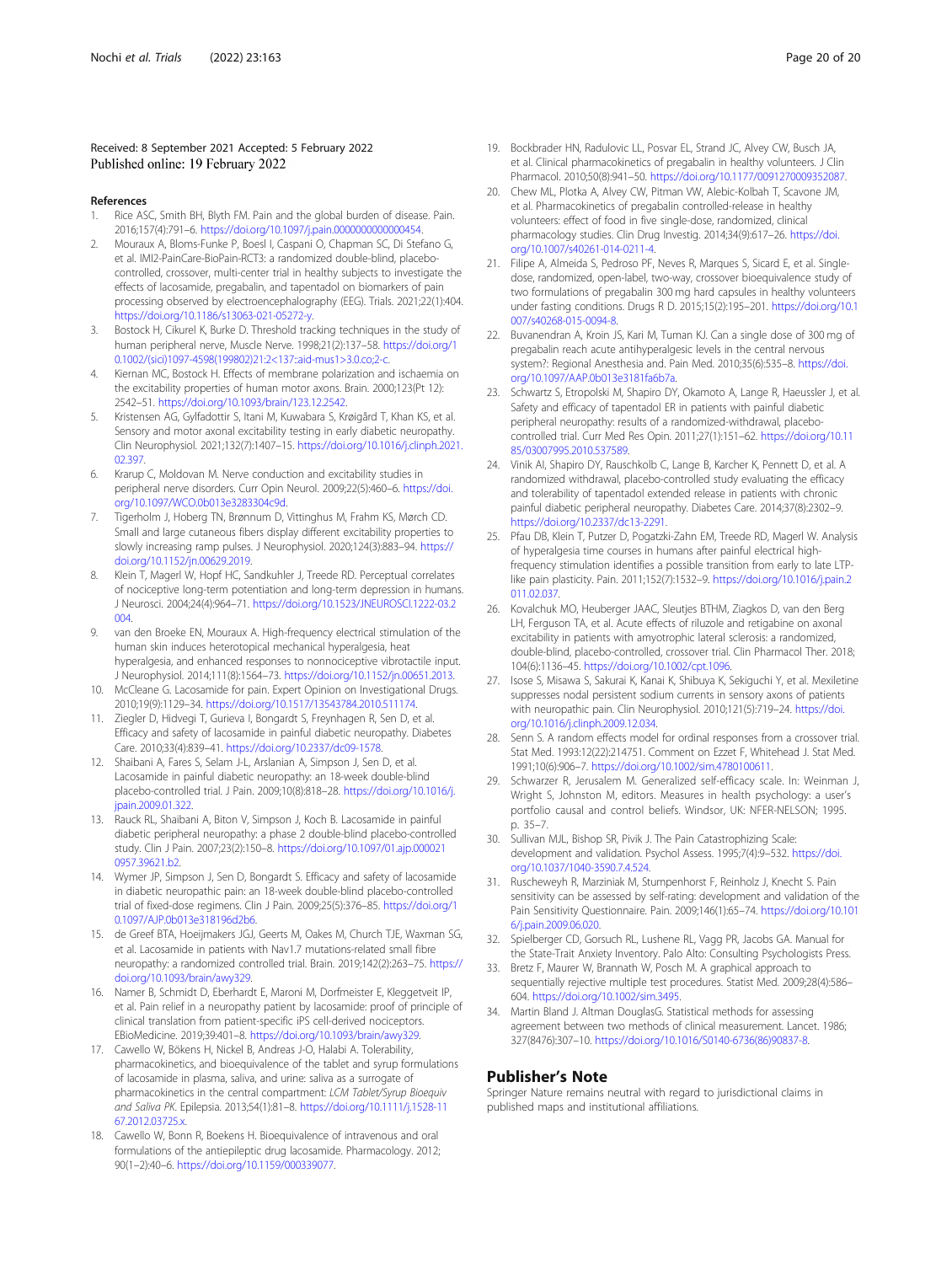Received: 8 September 2021 Accepted: 5 February 2022
Published online: 19 February 2022

## References

1. Rice ASC, Smith BH, Blyth FM. Pain and the global burden of disease. Pain. 2016;157(4):791–6. https://doi.org/10.1097/j.pain.0000000000000454.
2. Mouraux A, Bloms-Funke P, Boesl I, Caspani O, Chapman SC, Di Stefano G, et al. IMI2-PainCare-BioPain-RCT3: a randomized double-blind, placebo-controlled, crossover, multi-center trial in healthy subjects to investigate the effects of lacosamide, pregabalin, and tapentadol on biomarkers of pain processing observed by electroencephalography (EEG). Trials. 2021;22(1):404. https://doi.org/10.1186/s13063-021-05272-y.
3. Bostock H, Cikurel K, Burke D. Threshold tracking techniques in the study of human peripheral nerve, Muscle Nerve. 1998;21(2):137–58. https://doi.org/10.1002/(sici)1097-4598(199802)21:2<137::aid-mus1>3.0.co;2-c.
4. Kiernan MC, Bostock H. Effects of membrane polarization and ischaemia on the excitability properties of human motor axons. Brain. 2000;123(Pt 12): 2542–51. https://doi.org/10.1093/brain/123.12.2542.
5. Kristensen AG, Gylfadottir S, Itani M, Kuwabara S, Krøigård T, Khan KS, et al. Sensory and motor axonal excitability testing in early diabetic neuropathy. Clin Neurophysiol. 2021;132(7):1407–15. https://doi.org/10.1016/j.clinph.2021.02.397.
6. Krarup C, Moldovan M. Nerve conduction and excitability studies in peripheral nerve disorders. Curr Opin Neurol. 2009;22(5):460–6. https://doi.org/10.1097/WCO.0b013e3283304c9d.
7. Tigerholm J, Hoberg TN, Brønnum D, Vittinghus M, Frahm KS, Mørch CD. Small and large cutaneous fibers display different excitability properties to slowly increasing ramp pulses. J Neurophysiol. 2020;124(3):883–94. https://doi.org/10.1152/jn.00629.2019.
8. Klein T, Magerl W, Hopf HC, Sandkuhler J, Treede RD. Perceptual correlates of nociceptive long-term potentiation and long-term depression in humans. J Neurosci. 2004;24(4):964–71. https://doi.org/10.1523/JNEUROSCI.1222-03.2004.
9. van den Broeke EN, Mouraux A. High-frequency electrical stimulation of the human skin induces heterotopical mechanical hyperalgesia, heat hyperalgesia, and enhanced responses to nonnociceptive vibrotactile input. J Neurophysiol. 2014;111(8):1564–73. https://doi.org/10.1152/jn.00651.2013.
10. McCleane G. Lacosamide for pain. Expert Opinion on Investigational Drugs. 2010;19(9):1129–34. https://doi.org/10.1517/13543784.2010.511174.
11. Ziegler D, Hidvegi T, Gurieva I, Bongardt S, Freynhagen R, Sen D, et al. Efficacy and safety of lacosamide in painful diabetic neuropathy. Diabetes Care. 2010;33(4):839–41. https://doi.org/10.2337/dc09-1578.
12. Shaibani A, Fares S, Selam J-L, Arslanian A, Simpson J, Sen D, et al. Lacosamide in painful diabetic neuropathy: an 18-week double-blind placebo-controlled trial. J Pain. 2009;10(8):818–28. https://doi.org/10.1016/j.jpain.2009.01.322.
13. Rauck RL, Shaibani A, Biton V, Simpson J, Koch B. Lacosamide in painful diabetic peripheral neuropathy: a phase 2 double-blind placebo-controlled study. Clin J Pain. 2007;23(2):150–8. https://doi.org/10.1097/01.ajp.0000210957.39621.b2.
14. Wymer JP, Simpson J, Sen D, Bongardt S. Efficacy and safety of lacosamide in diabetic neuropathic pain: an 18-week double-blind placebo-controlled trial of fixed-dose regimens. Clin J Pain. 2009;25(5):376–85. https://doi.org/10.1097/AJP.0b013e318196d2b6.
15. de Greef BTA, Hoeijmakers JGJ, Geerts M, Oakes M, Church TJE, Waxman SG, et al. Lacosamide in patients with Nav1.7 mutations-related small fibre neuropathy: a randomized controlled trial. Brain. 2019;142(2):263–75. https://doi.org/10.1093/brain/awy329.
16. Namer B, Schmidt D, Eberhardt E, Maroni M, Dorfmeister E, Kleggetveit IP, et al. Pain relief in a neuropathy patient by lacosamide: proof of principle of clinical translation from patient-specific iPS cell-derived nociceptors. EBioMedicine. 2019;39:401–8. https://doi.org/10.1093/brain/awy329.
17. Cawello W, Bökens H, Nickel B, Andreas J-O, Halabi A. Tolerability, pharmacokinetics, and bioequivalence of the tablet and syrup formulations of lacosamide in plasma, saliva, and urine: saliva as a surrogate of pharmacokinetics in the central compartment: *LCM Tablet/Syrup Bioequiv and Saliva PK*. Epilepsia. 2013;54(1):81–8. https://doi.org/10.1111/j.1528-1167.2012.03725.x.
18. Cawello W, Bonn R, Boekens H. Bioequivalence of intravenous and oral formulations of the antiepileptic drug lacosamide. Pharmacology. 2012; 90(1–2):40–6. https://doi.org/10.1159/000339077.
19. Bockbrader HN, Radulovic LL, Posvar EL, Strand JC, Alvey CW, Busch JA, et al. Clinical pharmacokinetics of pregabalin in healthy volunteers. J Clin Pharmacol. 2010;50(8):941–50. https://doi.org/10.1177/0091270009352087.
20. Chew ML, Plotka A, Alvey CW, Pitman VW, Alebic-Kolbah T, Scavone JM, et al. Pharmacokinetics of pregabalin controlled-release in healthy volunteers: effect of food in five single-dose, randomized, clinical pharmacology studies. Clin Drug Investig. 2014;34(9):617–26. https://doi.org/10.1007/s40261-014-0211-4.
21. Filipe A, Almeida S, Pedroso PF, Neves R, Marques S, Sicard E, et al. Single-dose, randomized, open-label, two-way, crossover bioequivalence study of two formulations of pregabalin 300 mg hard capsules in healthy volunteers under fasting conditions. Drugs R D. 2015;15(2):195–201. https://doi.org/10.1007/s40268-015-0094-8.
22. Buvanendran A, Kroin JS, Kari M, Tuman KJ. Can a single dose of 300 mg of pregabalin reach acute antihyperalgesic levels in the central nervous system?: Regional Anesthesia and. Pain Med. 2010;35(6):535–8. https://doi.org/10.1097/AAP.0b013e3181fa6b7a.
23. Schwartz S, Etropolski M, Shapiro DY, Okamoto A, Lange R, Haeussler J, et al. Safety and efficacy of tapentadol ER in patients with painful diabetic peripheral neuropathy: results of a randomized-withdrawal, placebo-controlled trial. Curr Med Res Opin. 2011;27(1):151–62. https://doi.org/10.1185/03007995.2010.537589.
24. Vinik AI, Shapiro DY, Rauschkolb C, Lange B, Karcher K, Pennett D, et al. A randomized withdrawal, placebo-controlled study evaluating the efficacy and tolerability of tapentadol extended release in patients with chronic painful diabetic peripheral neuropathy. Diabetes Care. 2014;37(8):2302–9. https://doi.org/10.2337/dc13-2291.
25. Pfau DB, Klein T, Putzer D, Pogatzki-Zahn EM, Treede RD, Magerl W. Analysis of hyperalgesia time courses in humans after painful electrical high-frequency stimulation identifies a possible transition from early to late LTP-like pain plasticity. Pain. 2011;152(7):1532–9. https://doi.org/10.1016/j.pain.2011.02.037.
26. Kovalchuk MO, Heuberger JAAC, Sleutjes BTHM, Ziagkos D, van den Berg LH, Ferguson TA, et al. Acute effects of riluzole and retigabine on axonal excitability in patients with amyotrophic lateral sclerosis: a randomized, double-blind, placebo-controlled, crossover trial. Clin Pharmacol Ther. 2018; 104(6):1136–45. https://doi.org/10.1002/cpt.1096.
27. Isose S, Misawa S, Sakurai K, Kanai K, Shibuya K, Sekiguchi Y, et al. Mexiletine suppresses nodal persistent sodium currents in sensory axons of patients with neuropathic pain. Clin Neurophysiol. 2010;121(5):719–24. https://doi.org/10.1016/j.clinph.2009.12.034.
28. Senn S. A random effects model for ordinal responses from a crossover trial. Stat Med. 1993:12(22):214751. Comment on Ezzet F, Whitehead J. Stat Med. 1991;10(6):906–7. https://doi.org/10.1002/sim.4780100611.
29. Schwarzer R, Jerusalem M. Generalized self-efficacy scale. In: Weinman J, Wright S, Johnston M, editors. Measures in health psychology: a user's portfolio causal and control beliefs. Windsor, UK: NFER-NELSON; 1995. p. 35–7.
30. Sullivan MJL, Bishop SR, Pivik J. The Pain Catastrophizing Scale: development and validation. Psychol Assess. 1995;7(4):9–532. https://doi.org/10.1037/1040-3590.7.4.524.
31. Ruscheweyh R, Marziniak M, Stumpenhorst F, Reinholz J, Knecht S. Pain sensitivity can be assessed by self-rating: development and validation of the Pain Sensitivity Questionnaire. Pain. 2009;146(1):65–74. https://doi.org/10.1016/j.pain.2009.06.020.
32. Spielberger CD, Gorsuch RL, Lushene PR, Vagg PR, Jacobs GA. Manual for the State-Trait Anxiety Inventory. Palo Alto: Consulting Psychologists Press.
33. Bretz F, Maurer W, Brannath W, Posch M. A graphical approach to sequentially rejective multiple test procedures. Statist Med. 2009;28(4):586–604. https://doi.org/10.1002/sim.3495.
34. Martin Bland J. Altman DouglasG. Statistical methods for assessing agreement between two methods of clinical measurement. Lancet. 1986; 327(8476):307–10. https://doi.org/10.1016/S0140-6736(86)90837-8.

## Publisher's Note

Springer Nature remains neutral with regard to jurisdictional claims in published maps and institutional affiliations.